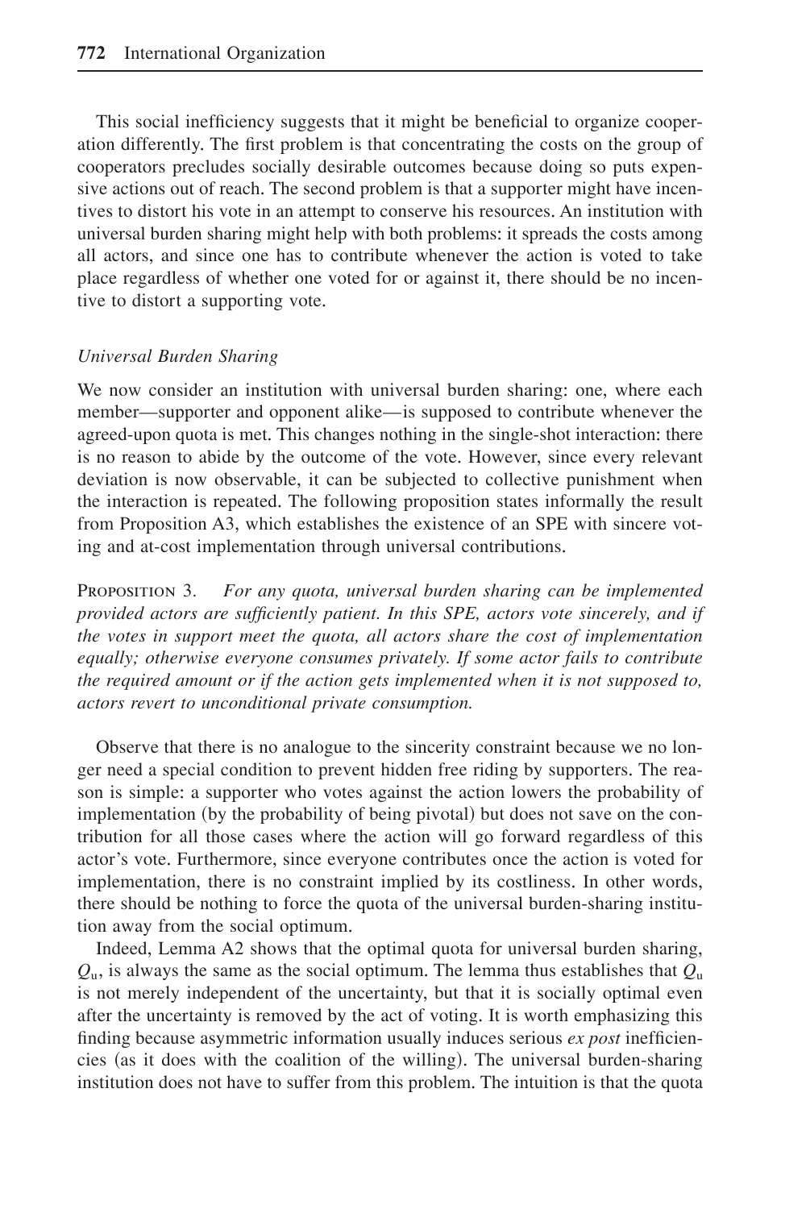This social inefficiency suggests that it might be beneficial to organize cooperation differently. The first problem is that concentrating the costs on the group of cooperators precludes socially desirable outcomes because doing so puts expensive actions out of reach. The second problem is that a supporter might have incentives to distort his vote in an attempt to conserve his resources. An institution with universal burden sharing might help with both problems: it spreads the costs among all actors, and since one has to contribute whenever the action is voted to take place regardless of whether one voted for or against it, there should be no incentive to distort a supporting vote.

### *Universal Burden Sharing*

We now consider an institution with universal burden sharing: one, where each member—supporter and opponent alike—is supposed to contribute whenever the agreed-upon quota is met. This changes nothing in the single-shot interaction: there is no reason to abide by the outcome of the vote. However, since every relevant deviation is now observable, it can be subjected to collective punishment when the interaction is repeated. The following proposition states informally the result from Proposition A3, which establishes the existence of an SPE with sincere voting and at-cost implementation through universal contributions.

PROPOSITION 3. *For any quota, universal burden sharing can be implemented provided actors are sufficiently patient. In this SPE, actors vote sincerely, and if the votes in support meet the quota, all actors share the cost of implementation equally; otherwise everyone consumes privately. If some actor fails to contribute the required amount or if the action gets implemented when it is not supposed to, actors revert to unconditional private consumption.*

Observe that there is no analogue to the sincerity constraint because we no longer need a special condition to prevent hidden free riding by supporters. The reason is simple: a supporter who votes against the action lowers the probability of implementation (by the probability of being pivotal) but does not save on the contribution for all those cases where the action will go forward regardless of this actor's vote. Furthermore, since everyone contributes once the action is voted for implementation, there is no constraint implied by its costliness. In other words, there should be nothing to force the quota of the universal burden-sharing institution away from the social optimum.

Indeed, Lemma A2 shows that the optimal quota for universal burden sharing, $Q_u$, is always the same as the social optimum. The lemma thus establishes that $Q_u$ is not merely independent of the uncertainty, but that it is socially optimal even after the uncertainty is removed by the act of voting. It is worth emphasizing this finding because asymmetric information usually induces serious *ex post* inefficiencies (as it does with the coalition of the willing). The universal burden-sharing institution does not have to suffer from this problem. The intuition is that the quota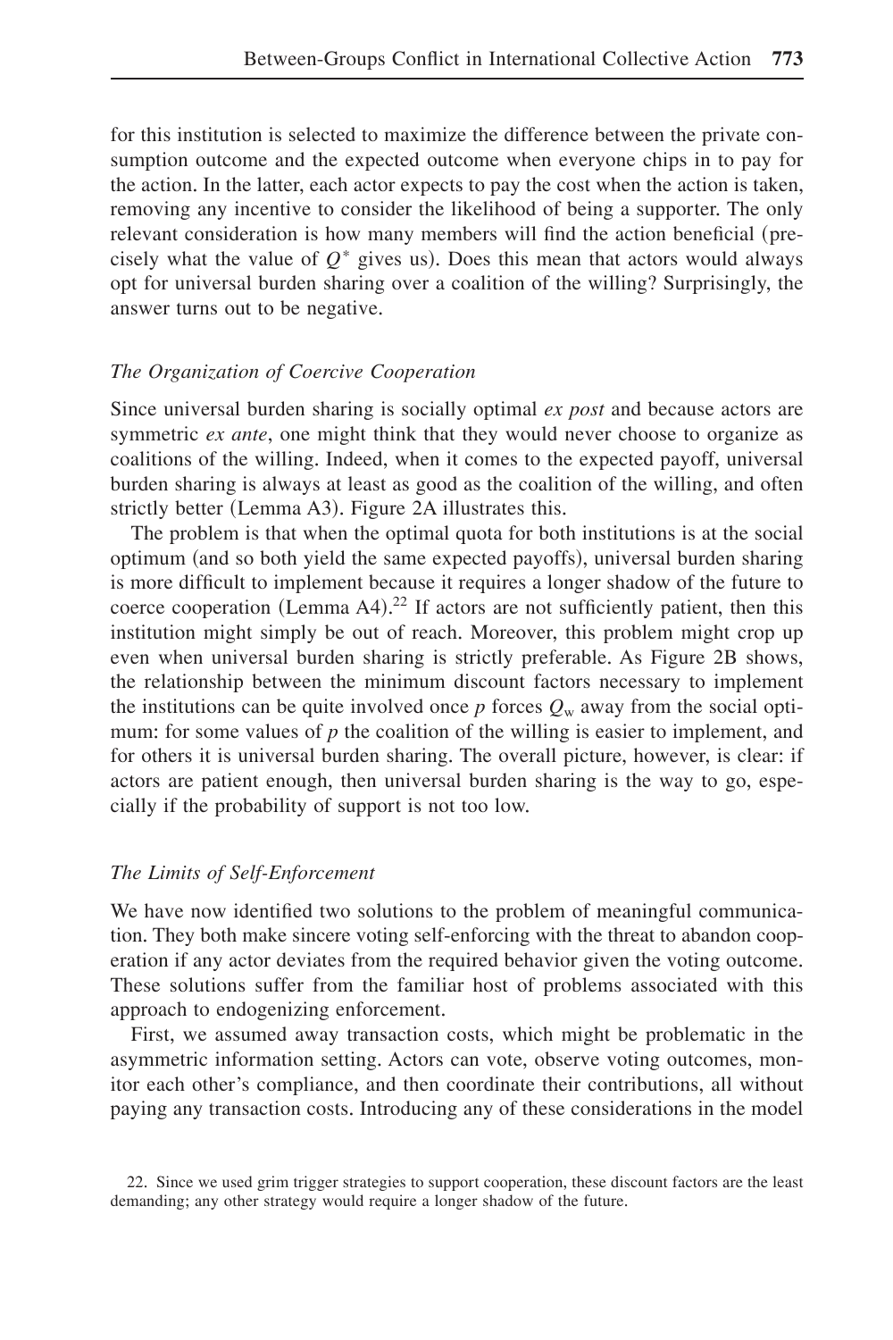for this institution is selected to maximize the difference between the private consumption outcome and the expected outcome when everyone chips in to pay for the action. In the latter, each actor expects to pay the cost when the action is taken, removing any incentive to consider the likelihood of being a supporter. The only relevant consideration is how many members will find the action beneficial (precisely what the value of $Q^*$ gives us). Does this mean that actors would always opt for universal burden sharing over a coalition of the willing? Surprisingly, the answer turns out to be negative.

### *The Organization of Coercive Cooperation*

Since universal burden sharing is socially optimal *ex post* and because actors are symmetric *ex ante*, one might think that they would never choose to organize as coalitions of the willing. Indeed, when it comes to the expected payoff, universal burden sharing is always at least as good as the coalition of the willing, and often strictly better (Lemma A3). Figure 2A illustrates this.

The problem is that when the optimal quota for both institutions is at the social optimum (and so both yield the same expected payoffs), universal burden sharing is more difficult to implement because it requires a longer shadow of the future to coerce cooperation (Lemma A4).[22] If actors are not sufficiently patient, then this institution might simply be out of reach. Moreover, this problem might crop up even when universal burden sharing is strictly preferable. As Figure 2B shows, the relationship between the minimum discount factors necessary to implement the institutions can be quite involved once $p$ forces $Q_w$ away from the social optimum: for some values of $p$ the coalition of the willing is easier to implement, and for others it is universal burden sharing. The overall picture, however, is clear: if actors are patient enough, then universal burden sharing is the way to go, especially if the probability of support is not too low.

### *The Limits of Self-Enforcement*

We have now identified two solutions to the problem of meaningful communication. They both make sincere voting self-enforcing with the threat to abandon cooperation if any actor deviates from the required behavior given the voting outcome. These solutions suffer from the familiar host of problems associated with this approach to endogenizing enforcement.

First, we assumed away transaction costs, which might be problematic in the asymmetric information setting. Actors can vote, observe voting outcomes, monitor each other's compliance, and then coordinate their contributions, all without paying any transaction costs. Introducing any of these considerations in the model

22. Since we used grim trigger strategies to support cooperation, these discount factors are the least demanding; any other strategy would require a longer shadow of the future.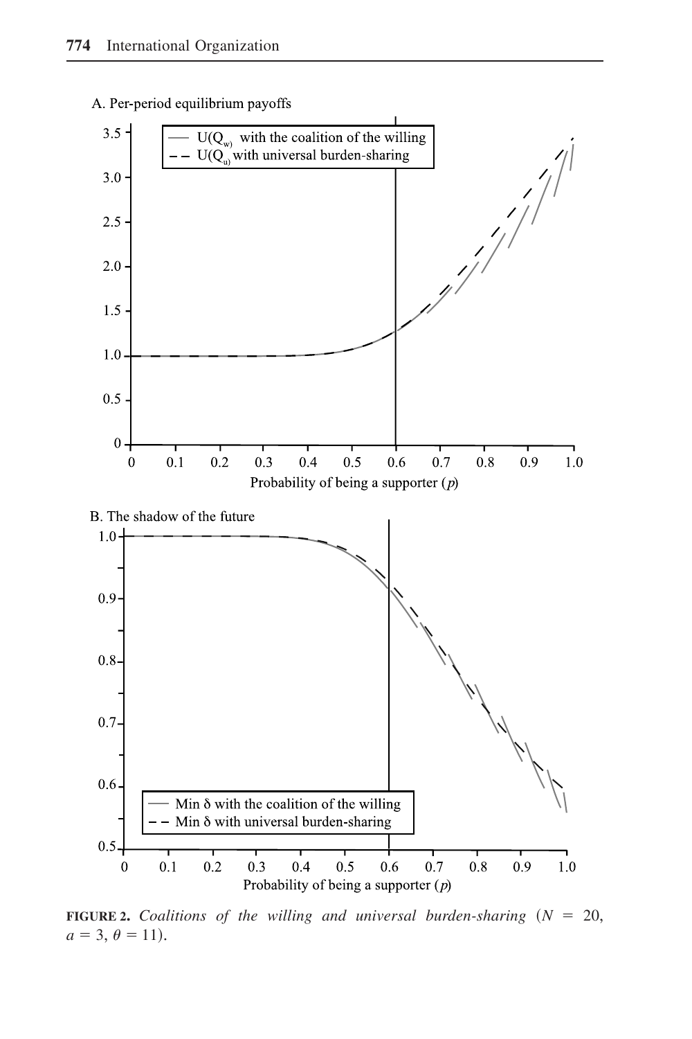A. Per-period equilibrium payoffs

B. The shadow of the future

**FIGURE 2.** *Coalitions of the willing and universal burden-sharing* ($N = 20$, $a = 3$, $\theta = 11$).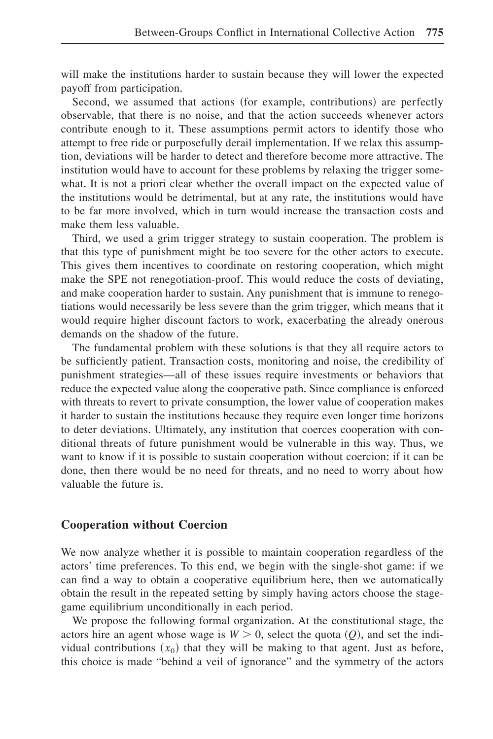will make the institutions harder to sustain because they will lower the expected payoff from participation.

Second, we assumed that actions (for example, contributions) are perfectly observable, that there is no noise, and that the action succeeds whenever actors contribute enough to it. These assumptions permit actors to identify those who attempt to free ride or purposefully derail implementation. If we relax this assumption, deviations will be harder to detect and therefore become more attractive. The institution would have to account for these problems by relaxing the trigger somewhat. It is not a priori clear whether the overall impact on the expected value of the institutions would be detrimental, but at any rate, the institutions would have to be far more involved, which in turn would increase the transaction costs and make them less valuable.

Third, we used a grim trigger strategy to sustain cooperation. The problem is that this type of punishment might be too severe for the other actors to execute. This gives them incentives to coordinate on restoring cooperation, which might make the SPE not renegotiation-proof. This would reduce the costs of deviating, and make cooperation harder to sustain. Any punishment that is immune to renegotiations would necessarily be less severe than the grim trigger, which means that it would require higher discount factors to work, exacerbating the already onerous demands on the shadow of the future.

The fundamental problem with these solutions is that they all require actors to be sufficiently patient. Transaction costs, monitoring and noise, the credibility of punishment strategies—all of these issues require investments or behaviors that reduce the expected value along the cooperative path. Since compliance is enforced with threats to revert to private consumption, the lower value of cooperation makes it harder to sustain the institutions because they require even longer time horizons to deter deviations. Ultimately, any institution that coerces cooperation with conditional threats of future punishment would be vulnerable in this way. Thus, we want to know if it is possible to sustain cooperation without coercion: if it can be done, then there would be no need for threats, and no need to worry about how valuable the future is.

## Cooperation without Coercion

We now analyze whether it is possible to maintain cooperation regardless of the actors' time preferences. To this end, we begin with the single-shot game: if we can find a way to obtain a cooperative equilibrium here, then we automatically obtain the result in the repeated setting by simply having actors choose the stage-game equilibrium unconditionally in each period.

We propose the following formal organization. At the constitutional stage, the actors hire an agent whose wage is $W > 0$, select the quota ($Q$), and set the individual contributions ($x_0$) that they will be making to that agent. Just as before, this choice is made "behind a veil of ignorance" and the symmetry of the actors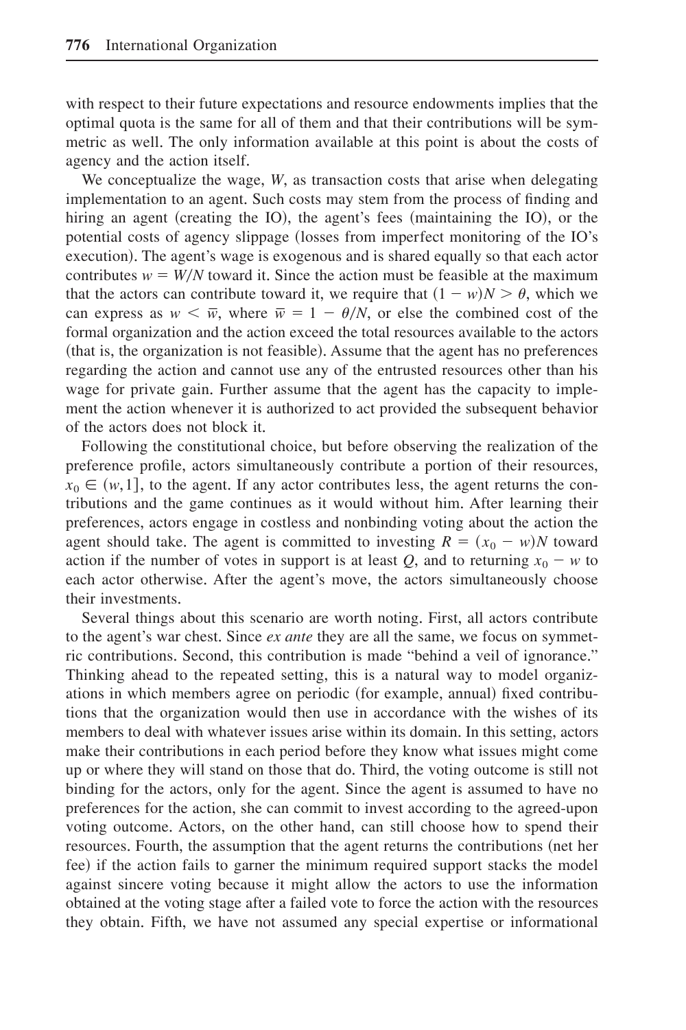with respect to their future expectations and resource endowments implies that the optimal quota is the same for all of them and that their contributions will be symmetric as well. The only information available at this point is about the costs of agency and the action itself.

We conceptualize the wage, $W$, as transaction costs that arise when delegating implementation to an agent. Such costs may stem from the process of finding and hiring an agent (creating the IO), the agent's fees (maintaining the IO), or the potential costs of agency slippage (losses from imperfect monitoring of the IO's execution). The agent's wage is exogenous and is shared equally so that each actor contributes $w = W/N$ toward it. Since the action must be feasible at the maximum that the actors can contribute toward it, we require that $(1 - w)N > \theta$, which we can express as $w < \overline{w}$, where $\overline{w} = 1 - \theta/N$, or else the combined cost of the formal organization and the action exceed the total resources available to the actors (that is, the organization is not feasible). Assume that the agent has no preferences regarding the action and cannot use any of the entrusted resources other than his wage for private gain. Further assume that the agent has the capacity to implement the action whenever it is authorized to act provided the subsequent behavior of the actors does not block it.

Following the constitutional choice, but before observing the realization of the preference profile, actors simultaneously contribute a portion of their resources, $x_0 \in (w, 1]$, to the agent. If any actor contributes less, the agent returns the contributions and the game continues as it would without him. After learning their preferences, actors engage in costless and nonbinding voting about the action the agent should take. The agent is committed to investing $R = (x_0 - w)N$ toward action if the number of votes in support is at least $Q$, and to returning $x_0 - w$ to each actor otherwise. After the agent's move, the actors simultaneously choose their investments.

Several things about this scenario are worth noting. First, all actors contribute to the agent's war chest. Since *ex ante* they are all the same, we focus on symmetric contributions. Second, this contribution is made "behind a veil of ignorance." Thinking ahead to the repeated setting, this is a natural way to model organizations in which members agree on periodic (for example, annual) fixed contributions that the organization would then use in accordance with the wishes of its members to deal with whatever issues arise within its domain. In this setting, actors make their contributions in each period before they know what issues might come up or where they will stand on those that do. Third, the voting outcome is still not binding for the actors, only for the agent. Since the agent is assumed to have no preferences for the action, she can commit to invest according to the agreed-upon voting outcome. Actors, on the other hand, can still choose how to spend their resources. Fourth, the assumption that the agent returns the contributions (net her fee) if the action fails to garner the minimum required support stacks the model against sincere voting because it might allow the actors to use the information obtained at the voting stage after a failed vote to force the action with the resources they obtain. Fifth, we have not assumed any special expertise or informational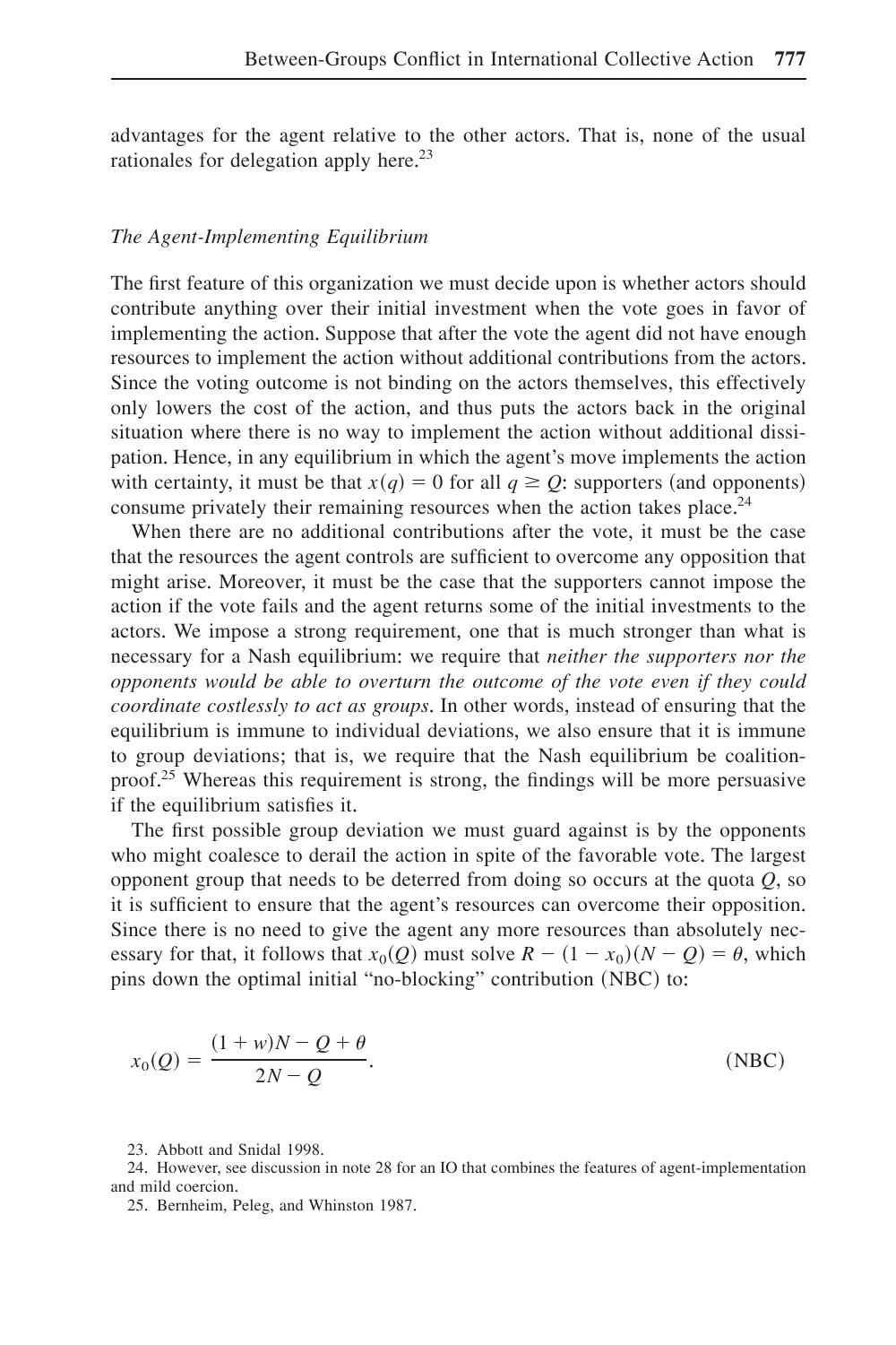advantages for the agent relative to the other actors. That is, none of the usual rationales for delegation apply here.[23]

### *The Agent-Implementing Equilibrium*

The first feature of this organization we must decide upon is whether actors should contribute anything over their initial investment when the vote goes in favor of implementing the action. Suppose that after the vote the agent did not have enough resources to implement the action without additional contributions from the actors. Since the voting outcome is not binding on the actors themselves, this effectively only lowers the cost of the action, and thus puts the actors back in the original situation where there is no way to implement the action without additional dissipation. Hence, in any equilibrium in which the agent's move implements the action with certainty, it must be that $x(q) = 0$ for all $q \geq Q$: supporters (and opponents) consume privately their remaining resources when the action takes place.[24]

When there are no additional contributions after the vote, it must be the case that the resources the agent controls are sufficient to overcome any opposition that might arise. Moreover, it must be the case that the supporters cannot impose the action if the vote fails and the agent returns some of the initial investments to the actors. We impose a strong requirement, one that is much stronger than what is necessary for a Nash equilibrium: we require that *neither the supporters nor the opponents would be able to overturn the outcome of the vote even if they could coordinate costlessly to act as groups*. In other words, instead of ensuring that the equilibrium is immune to individual deviations, we also ensure that it is immune to group deviations; that is, we require that the Nash equilibrium be coalition-proof.[25] Whereas this requirement is strong, the findings will be more persuasive if the equilibrium satisfies it.

The first possible group deviation we must guard against is by the opponents who might coalesce to derail the action in spite of the favorable vote. The largest opponent group that needs to be deterred from doing so occurs at the quota $Q$, so it is sufficient to ensure that the agent's resources can overcome their opposition. Since there is no need to give the agent any more resources than absolutely necessary for that, it follows that $x_0(Q)$ must solve $R - (1 - x_0)(N - Q) = \theta$, which pins down the optimal initial "no-blocking" contribution (NBC) to:

$$x_0(Q) = \frac{(1 + w)N - Q + \theta}{2N - Q}. \qquad \text{(NBC)}$$

23. Abbott and Snidal 1998.

24. However, see discussion in note 28 for an IO that combines the features of agent-implementation and mild coercion.

25. Bernheim, Peleg, and Whinston 1987.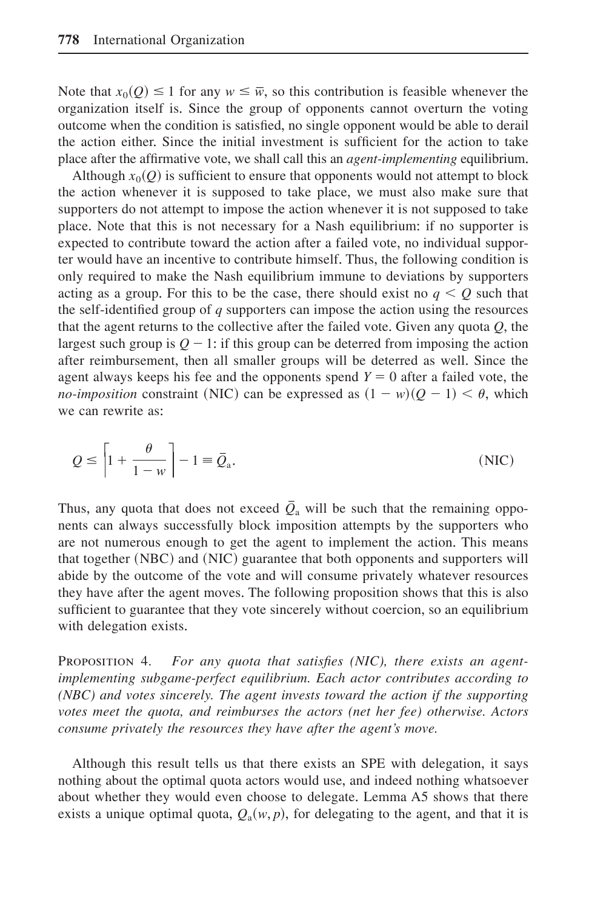Note that $x_0(Q) \leq 1$ for any $w \leq \overline{w}$, so this contribution is feasible whenever the organization itself is. Since the group of opponents cannot overturn the voting outcome when the condition is satisfied, no single opponent would be able to derail the action either. Since the initial investment is sufficient for the action to take place after the affirmative vote, we shall call this an *agent-implementing* equilibrium.

Although $x_0(Q)$ is sufficient to ensure that opponents would not attempt to block the action whenever it is supposed to take place, we must also make sure that supporters do not attempt to impose the action whenever it is not supposed to take place. Note that this is not necessary for a Nash equilibrium: if no supporter is expected to contribute toward the action after a failed vote, no individual supporter would have an incentive to contribute himself. Thus, the following condition is only required to make the Nash equilibrium immune to deviations by supporters acting as a group. For this to be the case, there should exist no $q < Q$ such that the self-identified group of $q$ supporters can impose the action using the resources that the agent returns to the collective after the failed vote. Given any quota $Q$, the largest such group is $Q - 1$: if this group can be deterred from imposing the action after reimbursement, then all smaller groups will be deterred as well. Since the agent always keeps his fee and the opponents spend $Y = 0$ after a failed vote, the *no-imposition* constraint (NIC) can be expressed as $(1 - w)(Q - 1) < \theta$, which we can rewrite as:

$$Q \leq \left\lceil 1 + \frac{\theta}{1 - w} \right\rceil - 1 \equiv \bar{Q}_{\text{a}}. \tag{NIC}$$

Thus, any quota that does not exceed $\bar{Q}_{\text{a}}$ will be such that the remaining opponents can always successfully block imposition attempts by the supporters who are not numerous enough to get the agent to implement the action. This means that together (NBC) and (NIC) guarantee that both opponents and supporters will abide by the outcome of the vote and will consume privately whatever resources they have after the agent moves. The following proposition shows that this is also sufficient to guarantee that they vote sincerely without coercion, so an equilibrium with delegation exists.

PROPOSITION 4. *For any quota that satisfies (NIC), there exists an agent-implementing subgame-perfect equilibrium. Each actor contributes according to (NBC) and votes sincerely. The agent invests toward the action if the supporting votes meet the quota, and reimburses the actors (net her fee) otherwise. Actors consume privately the resources they have after the agent's move.*

Although this result tells us that there exists an SPE with delegation, it says nothing about the optimal quota actors would use, and indeed nothing whatsoever about whether they would even choose to delegate. Lemma A5 shows that there exists a unique optimal quota, $Q_{\text{a}}(w, p)$, for delegating to the agent, and that it is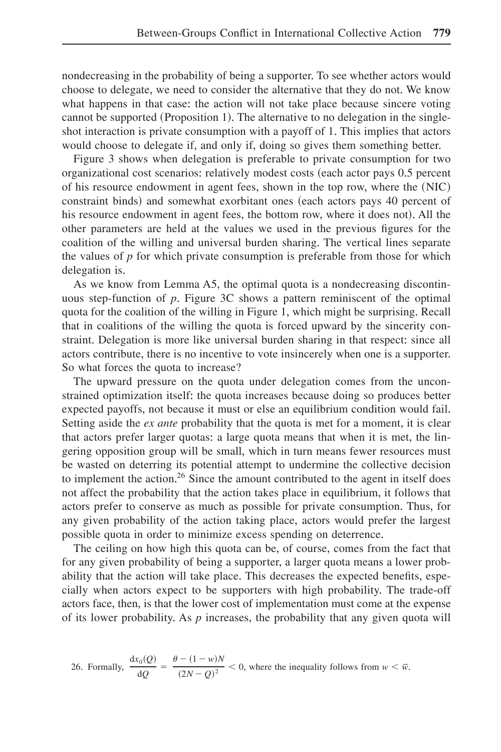nondecreasing in the probability of being a supporter. To see whether actors would choose to delegate, we need to consider the alternative that they do not. We know what happens in that case: the action will not take place because sincere voting cannot be supported (Proposition 1). The alternative to no delegation in the single-shot interaction is private consumption with a payoff of 1. This implies that actors would choose to delegate if, and only if, doing so gives them something better.

Figure 3 shows when delegation is preferable to private consumption for two organizational cost scenarios: relatively modest costs (each actor pays 0.5 percent of his resource endowment in agent fees, shown in the top row, where the (NIC) constraint binds) and somewhat exorbitant ones (each actors pays 40 percent of his resource endowment in agent fees, the bottom row, where it does not). All the other parameters are held at the values we used in the previous figures for the coalition of the willing and universal burden sharing. The vertical lines separate the values of $p$ for which private consumption is preferable from those for which delegation is.

As we know from Lemma A5, the optimal quota is a nondecreasing discontinuous step-function of $p$. Figure 3C shows a pattern reminiscent of the optimal quota for the coalition of the willing in Figure 1, which might be surprising. Recall that in coalitions of the willing the quota is forced upward by the sincerity constraint. Delegation is more like universal burden sharing in that respect: since all actors contribute, there is no incentive to vote insincerely when one is a supporter. So what forces the quota to increase?

The upward pressure on the quota under delegation comes from the unconstrained optimization itself: the quota increases because doing so produces better expected payoffs, not because it must or else an equilibrium condition would fail. Setting aside the *ex ante* probability that the quota is met for a moment, it is clear that actors prefer larger quotas: a large quota means that when it is met, the lingering opposition group will be small, which in turn means fewer resources must be wasted on deterring its potential attempt to undermine the collective decision to implement the action.[26] Since the amount contributed to the agent in itself does not affect the probability that the action takes place in equilibrium, it follows that actors prefer to conserve as much as possible for private consumption. Thus, for any given probability of the action taking place, actors would prefer the largest possible quota in order to minimize excess spending on deterrence.

The ceiling on how high this quota can be, of course, comes from the fact that for any given probability of being a supporter, a larger quota means a lower probability that the action will take place. This decreases the expected benefits, especially when actors expect to be supporters with high probability. The trade-off actors face, then, is that the lower cost of implementation must come at the expense of its lower probability. As $p$ increases, the probability that any given quota will

26. Formally, $\frac{\mathrm{d}x_0(Q)}{\mathrm{d}Q} = \frac{\theta - (1-w)N}{(2N-Q)^2} < 0$, where the inequality follows from $w < \overline{w}$.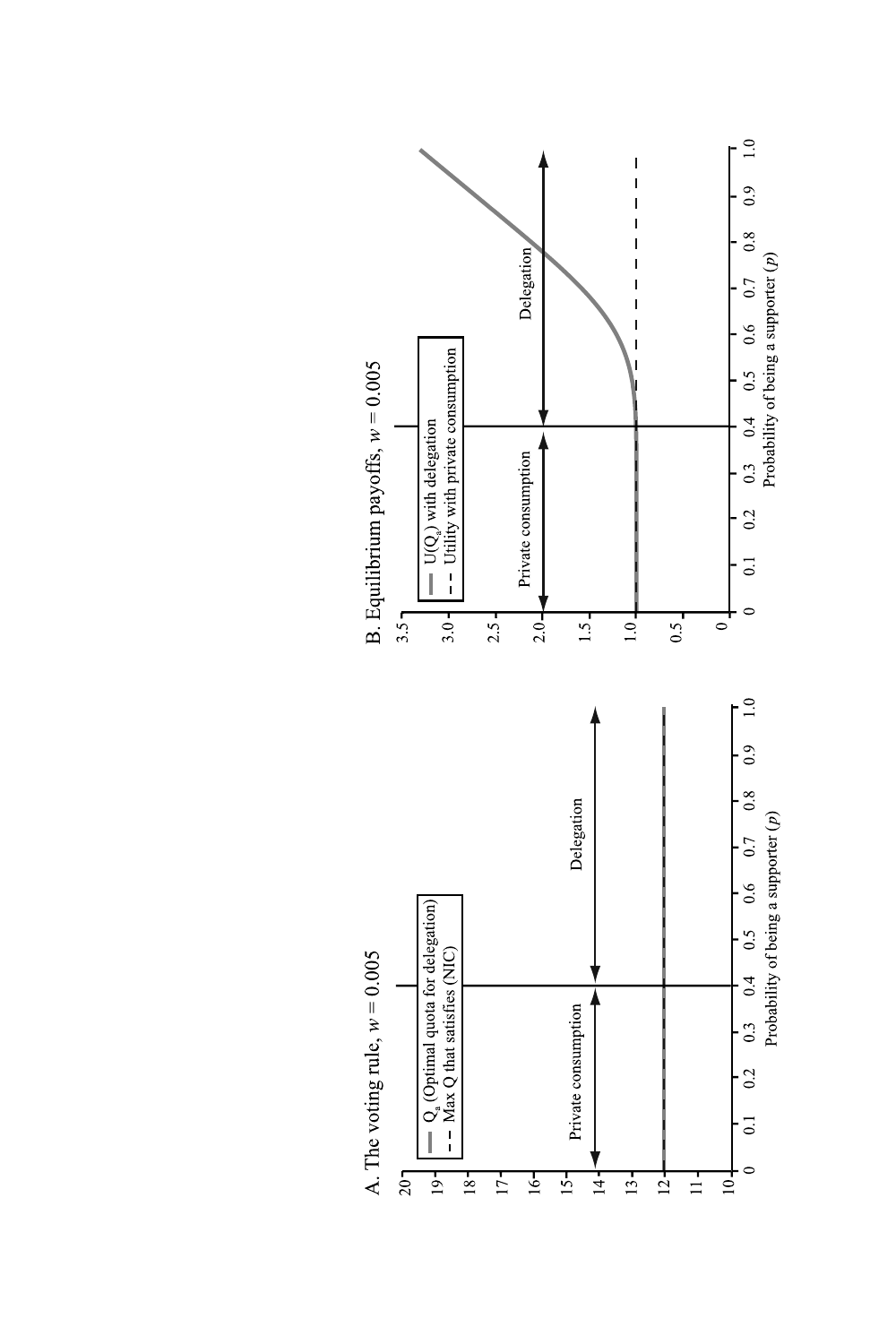A. The voting rule, $w = 0.005$

- $Q_a$ (Optimal quota for delegation)
- Max $Q$ that satisfies (NIC)

Private consumption | Delegation

Probability of being a supporter ($p$)

B. Equilibrium payoffs, $w = 0.005$

- $U(Q_a)$ with delegation
- Utility with private consumption

Private consumption | Delegation

Probability of being a supporter ($p$)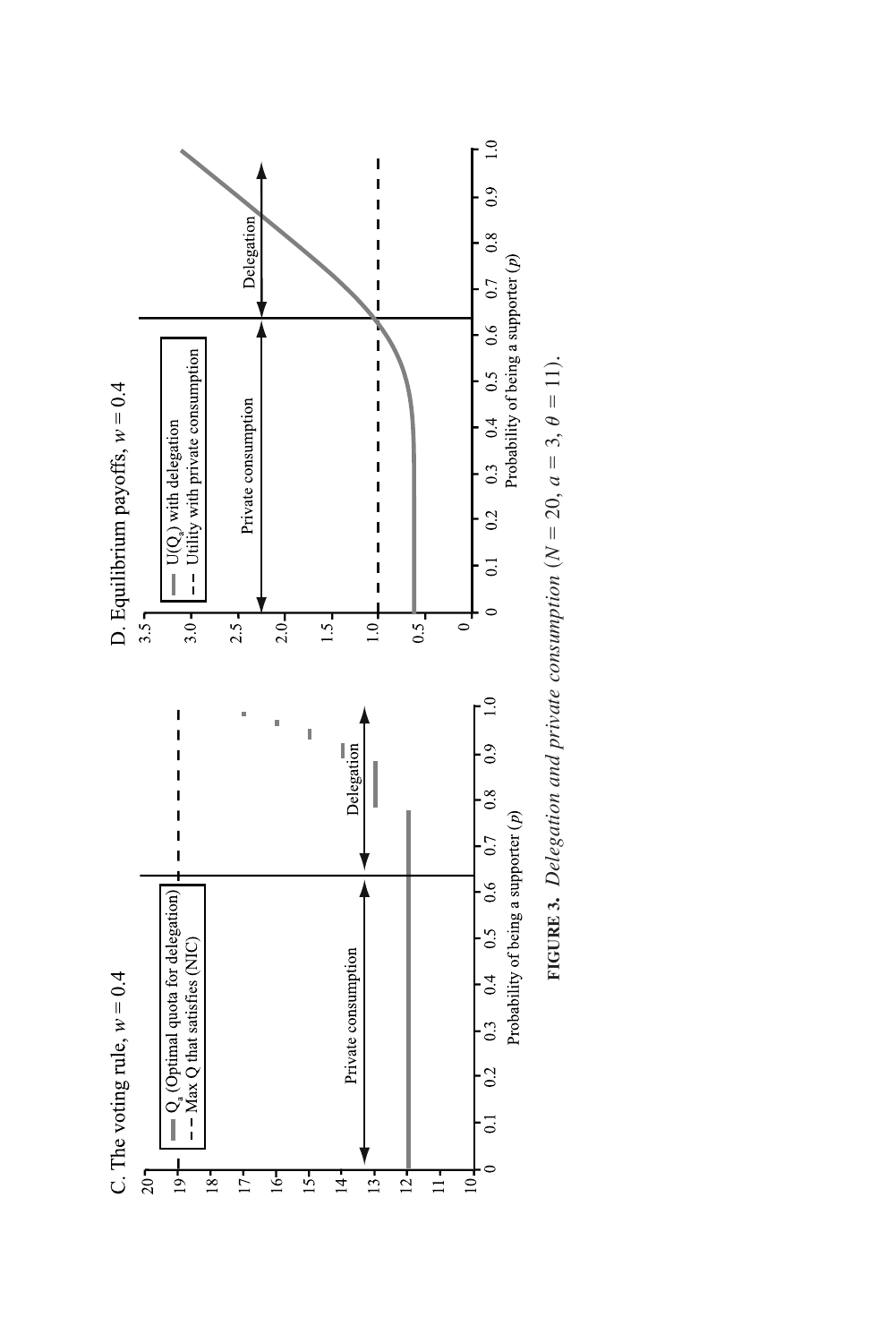C. The voting rule, $w = 0.4$

$Q_a$ (Optimal quota for delegation)
Max Q that satisfies (NIC)

Private consumption

Delegation

Probability of being a supporter ($p$)

D. Equilibrium payoffs, $w = 0.4$

$U(Q_a)$ with delegation
Utility with private consumption

Private consumption

Delegation

Probability of being a supporter ($p$)

**FIGURE 3.** *Delegation and private consumption* ($N = 20$, $a = 3$, $\theta = 11$).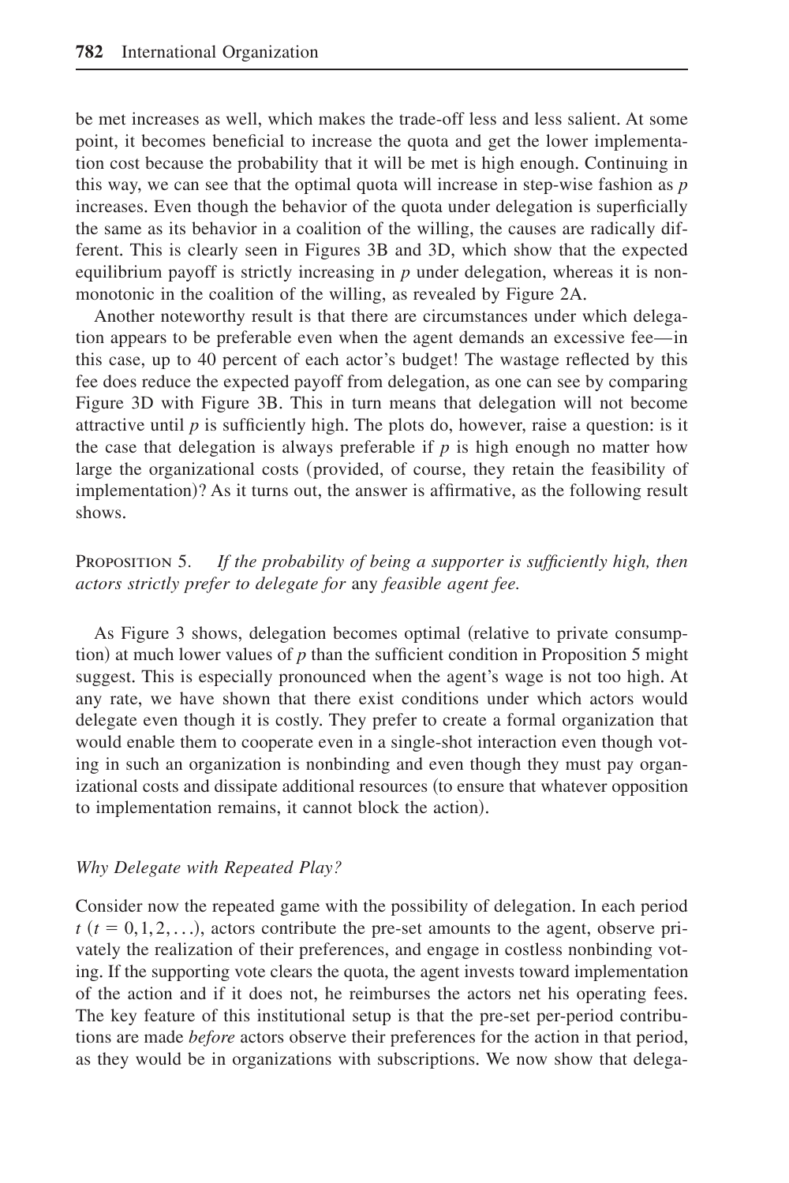be met increases as well, which makes the trade-off less and less salient. At some point, it becomes beneficial to increase the quota and get the lower implementation cost because the probability that it will be met is high enough. Continuing in this way, we can see that the optimal quota will increase in step-wise fashion as $p$ increases. Even though the behavior of the quota under delegation is superficially the same as its behavior in a coalition of the willing, the causes are radically different. This is clearly seen in Figures 3B and 3D, which show that the expected equilibrium payoff is strictly increasing in $p$ under delegation, whereas it is nonmonotonic in the coalition of the willing, as revealed by Figure 2A.

Another noteworthy result is that there are circumstances under which delegation appears to be preferable even when the agent demands an excessive fee—in this case, up to 40 percent of each actor's budget! The wastage reflected by this fee does reduce the expected payoff from delegation, as one can see by comparing Figure 3D with Figure 3B. This in turn means that delegation will not become attractive until $p$ is sufficiently high. The plots do, however, raise a question: is it the case that delegation is always preferable if $p$ is high enough no matter how large the organizational costs (provided, of course, they retain the feasibility of implementation)? As it turns out, the answer is affirmative, as the following result shows.

PROPOSITION 5. *If the probability of being a supporter is sufficiently high, then actors strictly prefer to delegate for* any *feasible agent fee.*

As Figure 3 shows, delegation becomes optimal (relative to private consumption) at much lower values of $p$ than the sufficient condition in Proposition 5 might suggest. This is especially pronounced when the agent's wage is not too high. At any rate, we have shown that there exist conditions under which actors would delegate even though it is costly. They prefer to create a formal organization that would enable them to cooperate even in a single-shot interaction even though voting in such an organization is nonbinding and even though they must pay organizational costs and dissipate additional resources (to ensure that whatever opposition to implementation remains, it cannot block the action).

### *Why Delegate with Repeated Play?*

Consider now the repeated game with the possibility of delegation. In each period $t$ ($t = 0, 1, 2, \ldots$), actors contribute the pre-set amounts to the agent, observe privately the realization of their preferences, and engage in costless nonbinding voting. If the supporting vote clears the quota, the agent invests toward implementation of the action and if it does not, he reimburses the actors net his operating fees. The key feature of this institutional setup is that the pre-set per-period contributions are made *before* actors observe their preferences for the action in that period, as they would be in organizations with subscriptions. We now show that delega-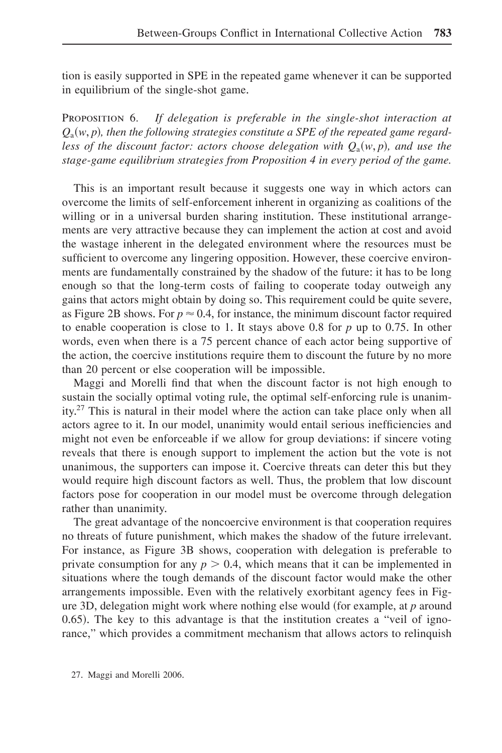tion is easily supported in SPE in the repeated game whenever it can be supported in equilibrium of the single-shot game.

PROPOSITION 6. *If delegation is preferable in the single-shot interaction at* $Q_a(w, p)$*, then the following strategies constitute a SPE of the repeated game regardless of the discount factor: actors choose delegation with* $Q_a(w, p)$*, and use the stage-game equilibrium strategies from Proposition 4 in every period of the game.*

This is an important result because it suggests one way in which actors can overcome the limits of self-enforcement inherent in organizing as coalitions of the willing or in a universal burden sharing institution. These institutional arrangements are very attractive because they can implement the action at cost and avoid the wastage inherent in the delegated environment where the resources must be sufficient to overcome any lingering opposition. However, these coercive environments are fundamentally constrained by the shadow of the future: it has to be long enough so that the long-term costs of failing to cooperate today outweigh any gains that actors might obtain by doing so. This requirement could be quite severe, as Figure 2B shows. For $p \approx 0.4$, for instance, the minimum discount factor required to enable cooperation is close to 1. It stays above 0.8 for $p$ up to 0.75. In other words, even when there is a 75 percent chance of each actor being supportive of the action, the coercive institutions require them to discount the future by no more than 20 percent or else cooperation will be impossible.

Maggi and Morelli find that when the discount factor is not high enough to sustain the socially optimal voting rule, the optimal self-enforcing rule is unanimity.[27] This is natural in their model where the action can take place only when all actors agree to it. In our model, unanimity would entail serious inefficiencies and might not even be enforceable if we allow for group deviations: if sincere voting reveals that there is enough support to implement the action but the vote is not unanimous, the supporters can impose it. Coercive threats can deter this but they would require high discount factors as well. Thus, the problem that low discount factors pose for cooperation in our model must be overcome through delegation rather than unanimity.

The great advantage of the noncoercive environment is that cooperation requires no threats of future punishment, which makes the shadow of the future irrelevant. For instance, as Figure 3B shows, cooperation with delegation is preferable to private consumption for any $p > 0.4$, which means that it can be implemented in situations where the tough demands of the discount factor would make the other arrangements impossible. Even with the relatively exorbitant agency fees in Figure 3D, delegation might work where nothing else would (for example, at $p$ around 0.65). The key to this advantage is that the institution creates a "veil of ignorance," which provides a commitment mechanism that allows actors to relinquish

27. Maggi and Morelli 2006.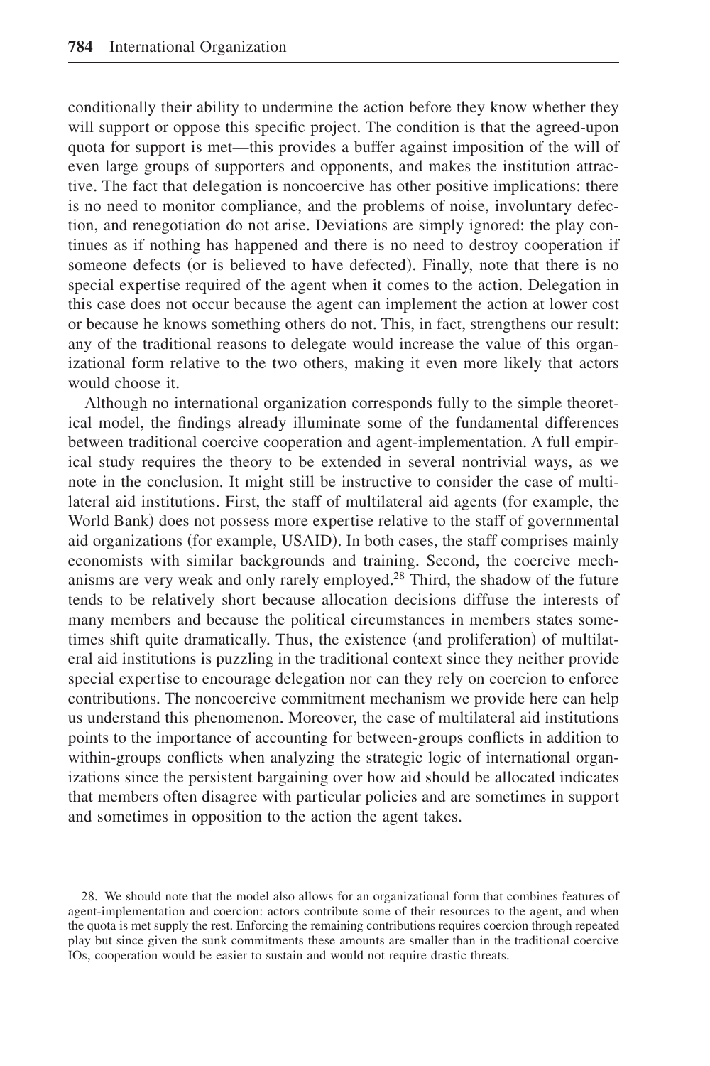conditionally their ability to undermine the action before they know whether they will support or oppose this specific project. The condition is that the agreed-upon quota for support is met—this provides a buffer against imposition of the will of even large groups of supporters and opponents, and makes the institution attractive. The fact that delegation is noncoercive has other positive implications: there is no need to monitor compliance, and the problems of noise, involuntary defection, and renegotiation do not arise. Deviations are simply ignored: the play continues as if nothing has happened and there is no need to destroy cooperation if someone defects (or is believed to have defected). Finally, note that there is no special expertise required of the agent when it comes to the action. Delegation in this case does not occur because the agent can implement the action at lower cost or because he knows something others do not. This, in fact, strengthens our result: any of the traditional reasons to delegate would increase the value of this organizational form relative to the two others, making it even more likely that actors would choose it.

Although no international organization corresponds fully to the simple theoretical model, the findings already illuminate some of the fundamental differences between traditional coercive cooperation and agent-implementation. A full empirical study requires the theory to be extended in several nontrivial ways, as we note in the conclusion. It might still be instructive to consider the case of multilateral aid institutions. First, the staff of multilateral aid agents (for example, the World Bank) does not possess more expertise relative to the staff of governmental aid organizations (for example, USAID). In both cases, the staff comprises mainly economists with similar backgrounds and training. Second, the coercive mechanisms are very weak and only rarely employed.[28] Third, the shadow of the future tends to be relatively short because allocation decisions diffuse the interests of many members and because the political circumstances in members states sometimes shift quite dramatically. Thus, the existence (and proliferation) of multilateral aid institutions is puzzling in the traditional context since they neither provide special expertise to encourage delegation nor can they rely on coercion to enforce contributions. The noncoercive commitment mechanism we provide here can help us understand this phenomenon. Moreover, the case of multilateral aid institutions points to the importance of accounting for between-groups conflicts in addition to within-groups conflicts when analyzing the strategic logic of international organizations since the persistent bargaining over how aid should be allocated indicates that members often disagree with particular policies and are sometimes in support and sometimes in opposition to the action the agent takes.

28. We should note that the model also allows for an organizational form that combines features of agent-implementation and coercion: actors contribute some of their resources to the agent, and when the quota is met supply the rest. Enforcing the remaining contributions requires coercion through repeated play but since given the sunk commitments these amounts are smaller than in the traditional coercive IOs, cooperation would be easier to sustain and would not require drastic threats.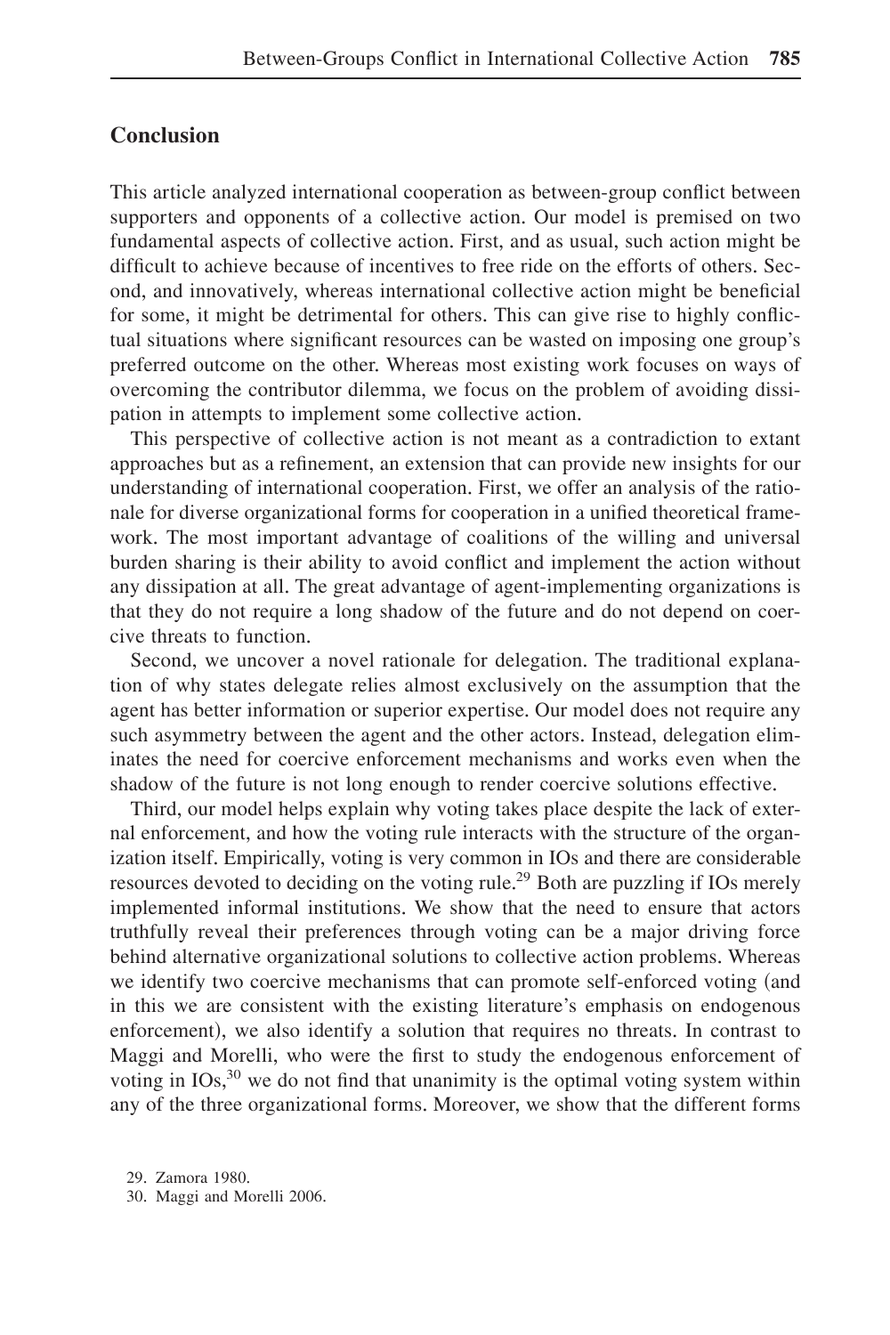## Conclusion

This article analyzed international cooperation as between-group conflict between supporters and opponents of a collective action. Our model is premised on two fundamental aspects of collective action. First, and as usual, such action might be difficult to achieve because of incentives to free ride on the efforts of others. Second, and innovatively, whereas international collective action might be beneficial for some, it might be detrimental for others. This can give rise to highly conflictual situations where significant resources can be wasted on imposing one group's preferred outcome on the other. Whereas most existing work focuses on ways of overcoming the contributor dilemma, we focus on the problem of avoiding dissipation in attempts to implement some collective action.

This perspective of collective action is not meant as a contradiction to extant approaches but as a refinement, an extension that can provide new insights for our understanding of international cooperation. First, we offer an analysis of the rationale for diverse organizational forms for cooperation in a unified theoretical framework. The most important advantage of coalitions of the willing and universal burden sharing is their ability to avoid conflict and implement the action without any dissipation at all. The great advantage of agent-implementing organizations is that they do not require a long shadow of the future and do not depend on coercive threats to function.

Second, we uncover a novel rationale for delegation. The traditional explanation of why states delegate relies almost exclusively on the assumption that the agent has better information or superior expertise. Our model does not require any such asymmetry between the agent and the other actors. Instead, delegation eliminates the need for coercive enforcement mechanisms and works even when the shadow of the future is not long enough to render coercive solutions effective.

Third, our model helps explain why voting takes place despite the lack of external enforcement, and how the voting rule interacts with the structure of the organization itself. Empirically, voting is very common in IOs and there are considerable resources devoted to deciding on the voting rule.[29] Both are puzzling if IOs merely implemented informal institutions. We show that the need to ensure that actors truthfully reveal their preferences through voting can be a major driving force behind alternative organizational solutions to collective action problems. Whereas we identify two coercive mechanisms that can promote self-enforced voting (and in this we are consistent with the existing literature's emphasis on endogenous enforcement), we also identify a solution that requires no threats. In contrast to Maggi and Morelli, who were the first to study the endogenous enforcement of voting in IOs,[30] we do not find that unanimity is the optimal voting system within any of the three organizational forms. Moreover, we show that the different forms

29. Zamora 1980.

30. Maggi and Morelli 2006.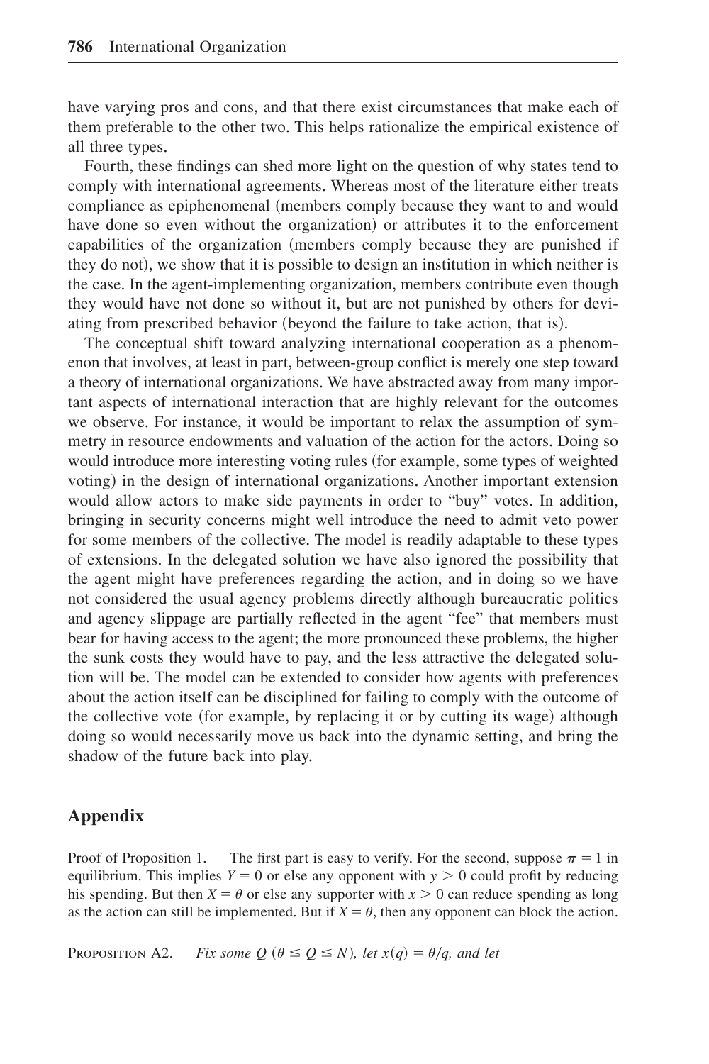have varying pros and cons, and that there exist circumstances that make each of them preferable to the other two. This helps rationalize the empirical existence of all three types.

Fourth, these findings can shed more light on the question of why states tend to comply with international agreements. Whereas most of the literature either treats compliance as epiphenomenal (members comply because they want to and would have done so even without the organization) or attributes it to the enforcement capabilities of the organization (members comply because they are punished if they do not), we show that it is possible to design an institution in which neither is the case. In the agent-implementing organization, members contribute even though they would have not done so without it, but are not punished by others for deviating from prescribed behavior (beyond the failure to take action, that is).

The conceptual shift toward analyzing international cooperation as a phenomenon that involves, at least in part, between-group conflict is merely one step toward a theory of international organizations. We have abstracted away from many important aspects of international interaction that are highly relevant for the outcomes we observe. For instance, it would be important to relax the assumption of symmetry in resource endowments and valuation of the action for the actors. Doing so would introduce more interesting voting rules (for example, some types of weighted voting) in the design of international organizations. Another important extension would allow actors to make side payments in order to "buy" votes. In addition, bringing in security concerns might well introduce the need to admit veto power for some members of the collective. The model is readily adaptable to these types of extensions. In the delegated solution we have also ignored the possibility that the agent might have preferences regarding the action, and in doing so we have not considered the usual agency problems directly although bureaucratic politics and agency slippage are partially reflected in the agent "fee" that members must bear for having access to the agent; the more pronounced these problems, the higher the sunk costs they would have to pay, and the less attractive the delegated solution will be. The model can be extended to consider how agents with preferences about the action itself can be disciplined for failing to comply with the outcome of the collective vote (for example, by replacing it or by cutting its wage) although doing so would necessarily move us back into the dynamic setting, and bring the shadow of the future back into play.

## Appendix

Proof of Proposition 1. The first part is easy to verify. For the second, suppose $\pi = 1$ in equilibrium. This implies $Y = 0$ or else any opponent with $y > 0$ could profit by reducing his spending. But then $X = \theta$ or else any supporter with $x > 0$ can reduce spending as long as the action can still be implemented. But if $X = \theta$, then any opponent can block the action.

PROPOSITION A2. *Fix some $Q$ ($\theta \leq Q \leq N$), let $x(q) = \theta/q$, and let*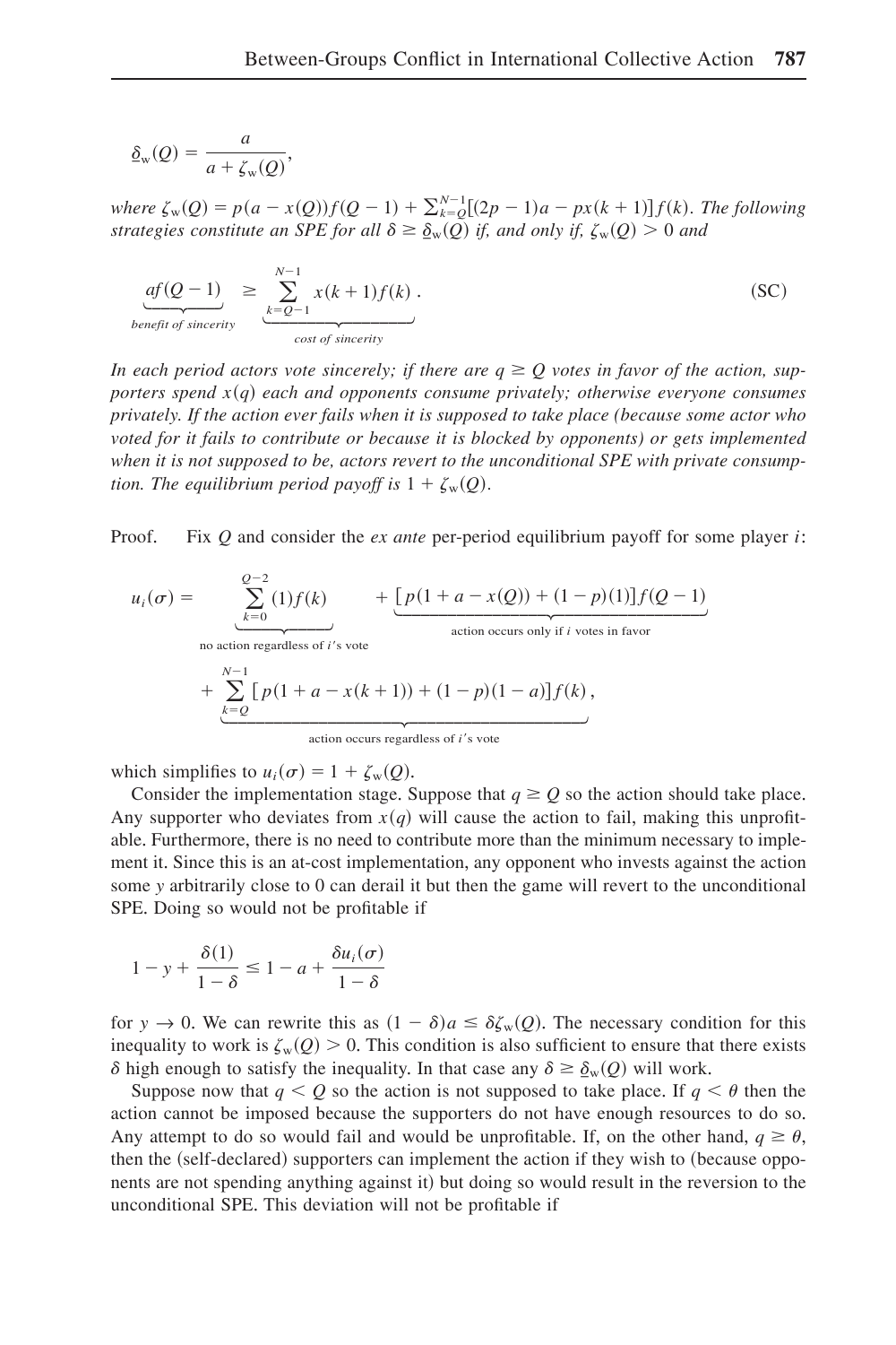$$\underline{\delta}_{\mathrm{w}}(Q) = \frac{a}{a + \zeta_{\mathrm{w}}(Q)},$$

*where* $\zeta_{\mathrm{w}}(Q) = p(a - x(Q))f(Q-1) + \sum_{k=Q}^{N-1}[(2p-1)a - px(k+1)]f(k)$. *The following strategies constitute an SPE for all* $\delta \geq \underline{\delta}_{\mathrm{w}}(Q)$ *if, and only if,* $\zeta_{\mathrm{w}}(Q) > 0$ *and*

$$\underbrace{af(Q-1)}_{\textit{benefit of sincerity}} \geq \underbrace{\sum_{k=Q-1}^{N-1} x(k+1)f(k)}_{\textit{cost of sincerity}}. \tag{SC}$$

*In each period actors vote sincerely; if there are* $q \geq Q$ *votes in favor of the action, supporters spend* $x(q)$ *each and opponents consume privately; otherwise everyone consumes privately. If the action ever fails when it is supposed to take place (because some actor who voted for it fails to contribute or because it is blocked by opponents) or gets implemented when it is not supposed to be, actors revert to the unconditional SPE with private consumption. The equilibrium period payoff is* $1 + \zeta_{\mathrm{w}}(Q)$.

Proof. Fix $Q$ and consider the *ex ante* per-period equilibrium payoff for some player $i$:

$$u_i(\sigma) = \underbrace{\sum_{k=0}^{Q-2}(1)f(k)}_{\text{no action regardless of } i\text{'s vote}} + \underbrace{[p(1 + a - x(Q)) + (1-p)(1)]f(Q-1)}_{\text{action occurs only if } i \text{ votes in favor}}$$

$$+ \underbrace{\sum_{k=Q}^{N-1}[p(1 + a - x(k+1)) + (1-p)(1-a)]f(k)}_{\text{action occurs regardless of } i\text{'s vote}},$$

which simplifies to $u_i(\sigma) = 1 + \zeta_{\mathrm{w}}(Q)$.

Consider the implementation stage. Suppose that $q \geq Q$ so the action should take place. Any supporter who deviates from $x(q)$ will cause the action to fail, making this unprofitable. Furthermore, there is no need to contribute more than the minimum necessary to implement it. Since this is an at-cost implementation, any opponent who invests against the action some $y$ arbitrarily close to 0 can derail it but then the game will revert to the unconditional SPE. Doing so would not be profitable if

$$1 - y + \frac{\delta(1)}{1-\delta} \leq 1 - a + \frac{\delta u_i(\sigma)}{1-\delta}$$

for $y \to 0$. We can rewrite this as $(1-\delta)a \leq \delta\zeta_{\mathrm{w}}(Q)$. The necessary condition for this inequality to work is $\zeta_{\mathrm{w}}(Q) > 0$. This condition is also sufficient to ensure that there exists $\delta$ high enough to satisfy the inequality. In that case any $\delta \geq \underline{\delta}_{\mathrm{w}}(Q)$ will work.

Suppose now that $q < Q$ so the action is not supposed to take place. If $q < \theta$ then the action cannot be imposed because the supporters do not have enough resources to do so. Any attempt to do so would fail and would be unprofitable. If, on the other hand, $q \geq \theta$, then the (self-declared) supporters can implement the action if they wish to (because opponents are not spending anything against it) but doing so would result in the reversion to the unconditional SPE. This deviation will not be profitable if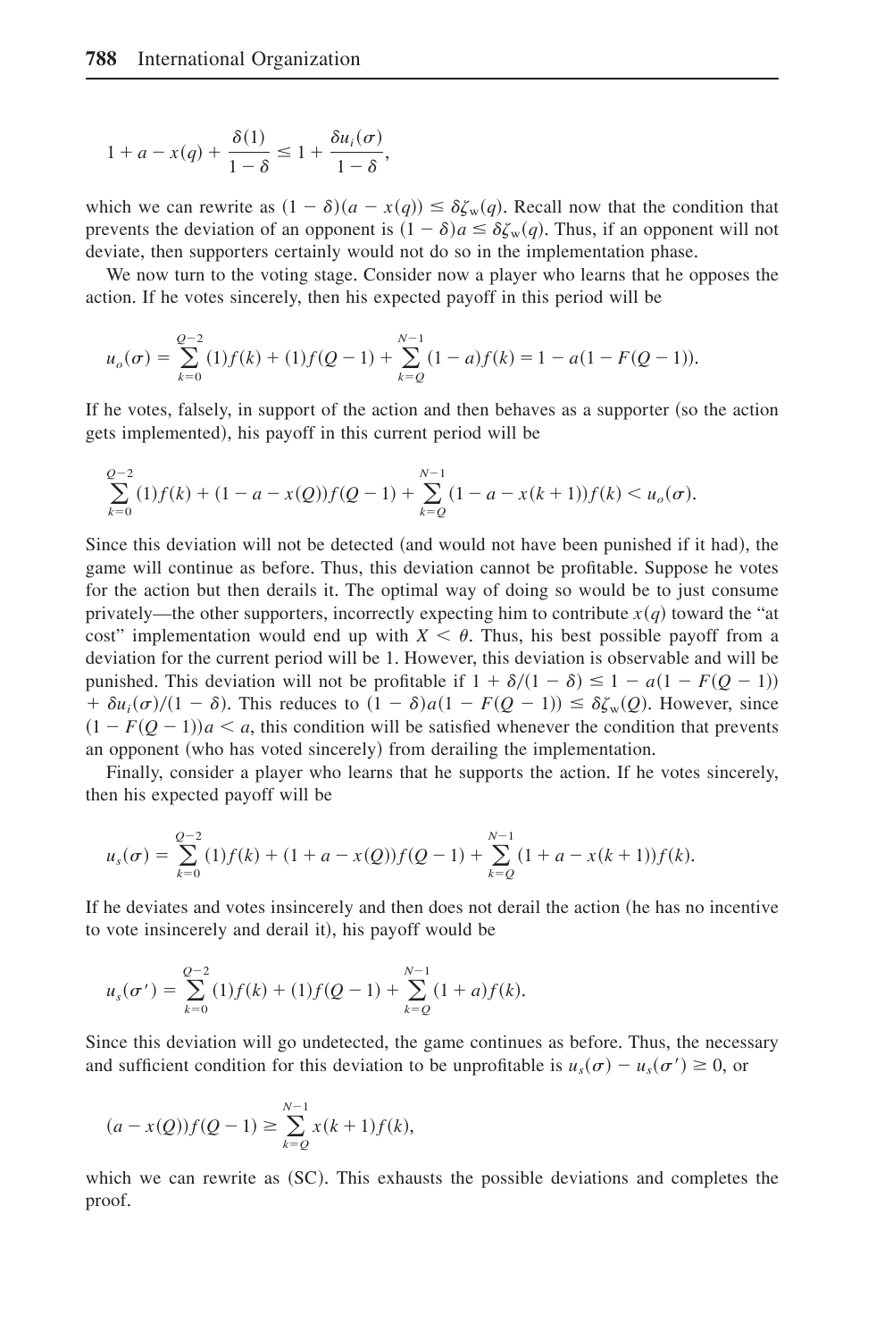$$1 + a - x(q) + \frac{\delta(1)}{1 - \delta} \leq 1 + \frac{\delta u_i(\sigma)}{1 - \delta},$$

which we can rewrite as $(1 - \delta)(a - x(q)) \leq \delta \zeta_w(q)$. Recall now that the condition that prevents the deviation of an opponent is $(1 - \delta)a \leq \delta \zeta_w(q)$. Thus, if an opponent will not deviate, then supporters certainly would not do so in the implementation phase.

We now turn to the voting stage. Consider now a player who learns that he opposes the action. If he votes sincerely, then his expected payoff in this period will be

$$u_o(\sigma) = \sum_{k=0}^{Q-2} (1)f(k) + (1)f(Q-1) + \sum_{k=Q}^{N-1} (1-a)f(k) = 1 - a(1 - F(Q-1)).$$

If he votes, falsely, in support of the action and then behaves as a supporter (so the action gets implemented), his payoff in this current period will be

$$\sum_{k=0}^{Q-2} (1)f(k) + (1 - a - x(Q))f(Q-1) + \sum_{k=Q}^{N-1} (1 - a - x(k+1))f(k) < u_o(\sigma).$$

Since this deviation will not be detected (and would not have been punished if it had), the game will continue as before. Thus, this deviation cannot be profitable. Suppose he votes for the action but then derails it. The optimal way of doing so would be to just consume privately—the other supporters, incorrectly expecting him to contribute $x(q)$ toward the "at cost" implementation would end up with $X < \theta$. Thus, his best possible payoff from a deviation for the current period will be 1. However, this deviation is observable and will be punished. This deviation will not be profitable if $1 + \delta/(1 - \delta) \leq 1 - a(1 - F(Q-1)) + \delta u_i(\sigma)/(1 - \delta)$. This reduces to $(1 - \delta)a(1 - F(Q-1)) \leq \delta \zeta_w(Q)$. However, since $(1 - F(Q-1))a < a$, this condition will be satisfied whenever the condition that prevents an opponent (who has voted sincerely) from derailing the implementation.

Finally, consider a player who learns that he supports the action. If he votes sincerely, then his expected payoff will be

$$u_s(\sigma) = \sum_{k=0}^{Q-2} (1)f(k) + (1 + a - x(Q))f(Q-1) + \sum_{k=Q}^{N-1} (1 + a - x(k+1))f(k).$$

If he deviates and votes insincerely and then does not derail the action (he has no incentive to vote insincerely and derail it), his payoff would be

$$u_s(\sigma') = \sum_{k=0}^{Q-2} (1)f(k) + (1)f(Q-1) + \sum_{k=Q}^{N-1} (1 + a)f(k).$$

Since this deviation will go undetected, the game continues as before. Thus, the necessary and sufficient condition for this deviation to be unprofitable is $u_s(\sigma) - u_s(\sigma') \geq 0$, or

$$(a - x(Q))f(Q-1) \geq \sum_{k=Q}^{N-1} x(k+1)f(k),$$

which we can rewrite as (SC). This exhausts the possible deviations and completes the proof.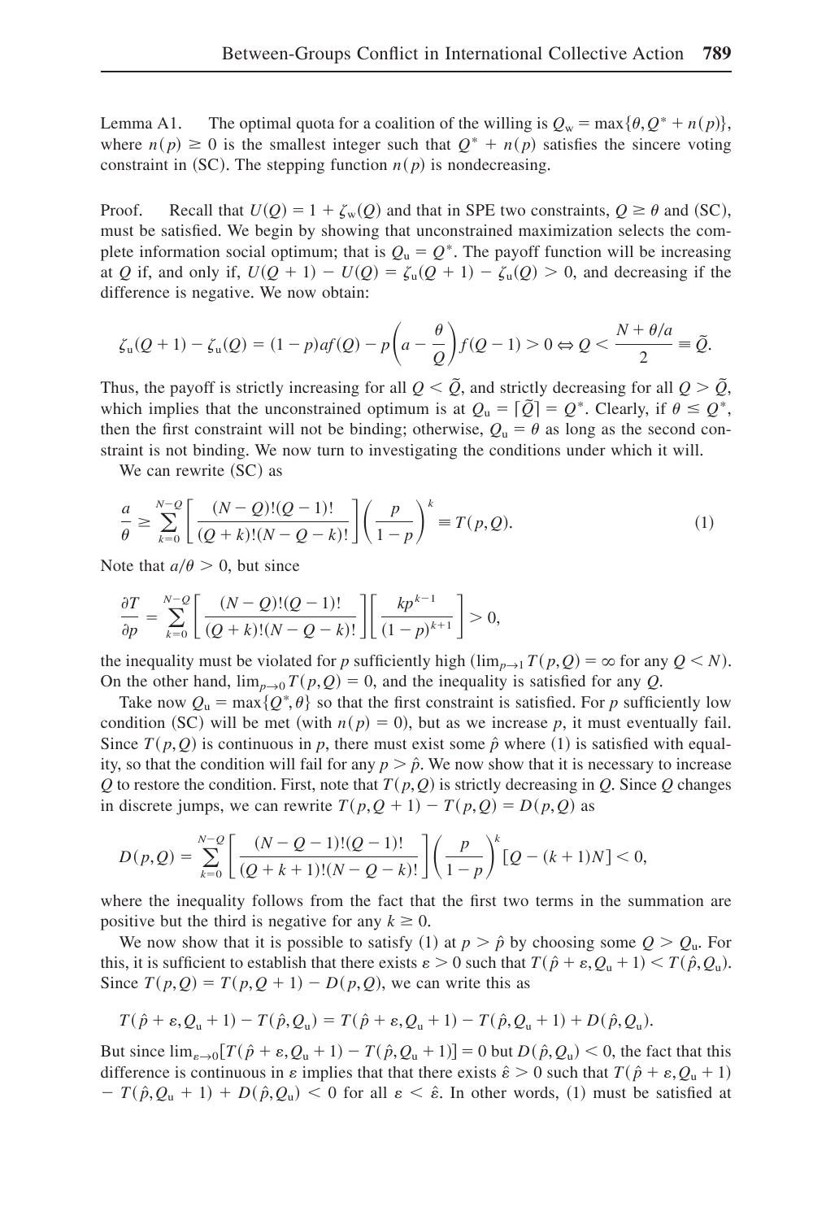Lemma A1. The optimal quota for a coalition of the willing is $Q_w = \max\{\theta, Q^* + n(p)\}$, where $n(p) \geq 0$ is the smallest integer such that $Q^* + n(p)$ satisfies the sincere voting constraint in (SC). The stepping function $n(p)$ is nondecreasing.

Proof. Recall that $U(Q) = 1 + \zeta_w(Q)$ and that in SPE two constraints, $Q \geq \theta$ and (SC), must be satisfied. We begin by showing that unconstrained maximization selects the complete information social optimum; that is $Q_u = Q^*$. The payoff function will be increasing at $Q$ if, and only if, $U(Q+1) - U(Q) = \zeta_u(Q+1) - \zeta_u(Q) > 0$, and decreasing if the difference is negative. We now obtain:

$$\zeta_u(Q+1) - \zeta_u(Q) = (1-p)af(Q) - p\left(a - \frac{\theta}{Q}\right)f(Q-1) > 0 \Leftrightarrow Q < \frac{N + \theta/a}{2} \equiv \tilde{Q}.$$

Thus, the payoff is strictly increasing for all $Q < \tilde{Q}$, and strictly decreasing for all $Q > \tilde{Q}$, which implies that the unconstrained optimum is at $Q_u = \lceil \tilde{Q} \rceil = Q^*$. Clearly, if $\theta \leq Q^*$, then the first constraint will not be binding; otherwise, $Q_u = \theta$ as long as the second constraint is not binding. We now turn to investigating the conditions under which it will.

We can rewrite (SC) as

$$\frac{a}{\theta} \geq \sum_{k=0}^{N-Q} \left[ \frac{(N-Q)!(Q-1)!}{(Q+k)!(N-Q-k)!} \right] \left( \frac{p}{1-p} \right)^k \equiv T(p, Q). \tag{1}$$

Note that $a/\theta > 0$, but since

$$\frac{\partial T}{\partial p} = \sum_{k=0}^{N-Q} \left[ \frac{(N-Q)!(Q-1)!}{(Q+k)!(N-Q-k)!} \right] \left[ \frac{kp^{k-1}}{(1-p)^{k+1}} \right] > 0,$$

the inequality must be violated for $p$ sufficiently high ($\lim_{p \to 1} T(p, Q) = \infty$ for any $Q < N$). On the other hand, $\lim_{p \to 0} T(p, Q) = 0$, and the inequality is satisfied for any $Q$.

Take now $Q_u = \max\{Q^*, \theta\}$ so that the first constraint is satisfied. For $p$ sufficiently low condition (SC) will be met (with $n(p) = 0$), but as we increase $p$, it must eventually fail. Since $T(p, Q)$ is continuous in $p$, there must exist some $\hat{p}$ where (1) is satisfied with equality, so that the condition will fail for any $p > \hat{p}$. We now show that it is necessary to increase $Q$ to restore the condition. First, note that $T(p, Q)$ is strictly decreasing in $Q$. Since $Q$ changes in discrete jumps, we can rewrite $T(p, Q+1) - T(p, Q) = D(p, Q)$ as

$$D(p, Q) = \sum_{k=0}^{N-Q} \left[ \frac{(N-Q-1)!(Q-1)!}{(Q+k+1)!(N-Q-k)!} \right] \left( \frac{p}{1-p} \right)^k [Q - (k+1)N] < 0,$$

where the inequality follows from the fact that the first two terms in the summation are positive but the third is negative for any $k \geq 0$.

We now show that it is possible to satisfy (1) at $p > \hat{p}$ by choosing some $Q > Q_u$. For this, it is sufficient to establish that there exists $\varepsilon > 0$ such that $T(\hat{p} + \varepsilon, Q_u + 1) < T(\hat{p}, Q_u)$. Since $T(p, Q) = T(p, Q+1) - D(p, Q)$, we can write this as

$$T(\hat{p} + \varepsilon, Q_u + 1) - T(\hat{p}, Q_u) = T(\hat{p} + \varepsilon, Q_u + 1) - T(\hat{p}, Q_u + 1) + D(\hat{p}, Q_u).$$

But since $\lim_{\varepsilon \to 0}[T(\hat{p} + \varepsilon, Q_u + 1) - T(\hat{p}, Q_u + 1)] = 0$ but $D(\hat{p}, Q_u) < 0$, the fact that this difference is continuous in $\varepsilon$ implies that that there exists $\hat{\varepsilon} > 0$ such that $T(\hat{p} + \varepsilon, Q_u + 1) - T(\hat{p}, Q_u + 1) + D(\hat{p}, Q_u) < 0$ for all $\varepsilon < \hat{\varepsilon}$. In other words, (1) must be satisfied at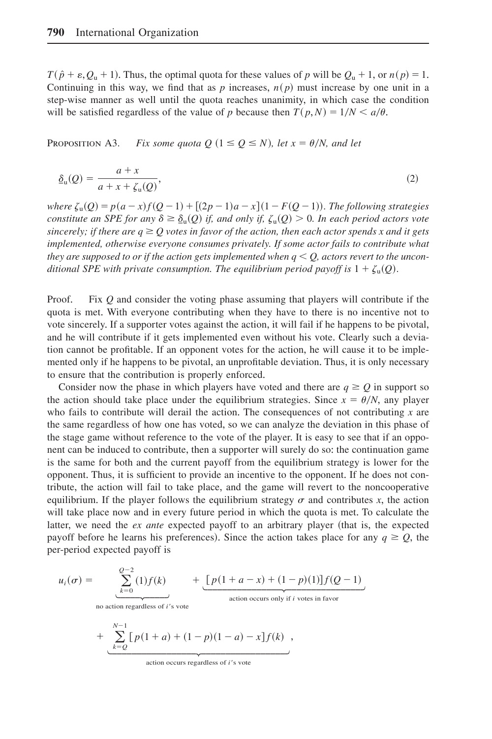$T(\hat{p}+\varepsilon, Q_u+1)$. Thus, the optimal quota for these values of $p$ will be $Q_u+1$, or $n(p)=1$. Continuing in this way, we find that as $p$ increases, $n(p)$ must increase by one unit in a step-wise manner as well until the quota reaches unanimity, in which case the condition will be satisfied regardless of the value of $p$ because then $T(p,N)=1/N < a/\theta$.

Proposition A3. *Fix some quota $Q$ ($1 \le Q \le N$), let $x = \theta/N$, and let*

$$\underline{\delta}_u(Q) = \frac{a+x}{a+x+\zeta_u(Q)}, \tag{2}$$

*where $\zeta_u(Q) = p(a-x)f(Q-1) + [(2p-1)a - x](1 - F(Q-1))$. The following strategies constitute an SPE for any $\delta \ge \underline{\delta}_u(Q)$ if, and only if, $\zeta_u(Q) > 0$. In each period actors vote sincerely; if there are $q \ge Q$ votes in favor of the action, then each actor spends $x$ and it gets implemented, otherwise everyone consumes privately. If some actor fails to contribute what they are supposed to or if the action gets implemented when $q < Q$, actors revert to the unconditional SPE with private consumption. The equilibrium period payoff is $1 + \zeta_u(Q)$.*

Proof. Fix $Q$ and consider the voting phase assuming that players will contribute if the quota is met. With everyone contributing when they have to there is no incentive not to vote sincerely. If a supporter votes against the action, it will fail if he happens to be pivotal, and he will contribute if it gets implemented even without his vote. Clearly such a deviation cannot be profitable. If an opponent votes for the action, he will cause it to be implemented only if he happens to be pivotal, an unprofitable deviation. Thus, it is only necessary to ensure that the contribution is properly enforced.

Consider now the phase in which players have voted and there are $q \ge Q$ in support so the action should take place under the equilibrium strategies. Since $x = \theta/N$, any player who fails to contribute will derail the action. The consequences of not contributing $x$ are the same regardless of how one has voted, so we can analyze the deviation in this phase of the stage game without reference to the vote of the player. It is easy to see that if an opponent can be induced to contribute, then a supporter will surely do so: the continuation game is the same for both and the current payoff from the equilibrium strategy is lower for the opponent. Thus, it is sufficient to provide an incentive to the opponent. If he does not contribute, the action will fail to take place, and the game will revert to the noncooperative equilibrium. If the player follows the equilibrium strategy $\sigma$ and contributes $x$, the action will take place now and in every future period in which the quota is met. To calculate the latter, we need the *ex ante* expected payoff to an arbitrary player (that is, the expected payoff before he learns his preferences). Since the action takes place for any $q \ge Q$, the per-period expected payoff is

$$u_i(\sigma) = \underbrace{\sum_{k=0}^{Q-2}(1)f(k)}_{\text{no action regardless of } i\text{'s vote}} + \underbrace{[p(1+a-x)+(1-p)(1)]f(Q-1)}_{\text{action occurs only if } i \text{ votes in favor}}$$

$$+ \underbrace{\sum_{k=Q}^{N-1}[p(1+a)+(1-p)(1-a)-x]f(k)}_{\text{action occurs regardless of } i\text{'s vote}},$$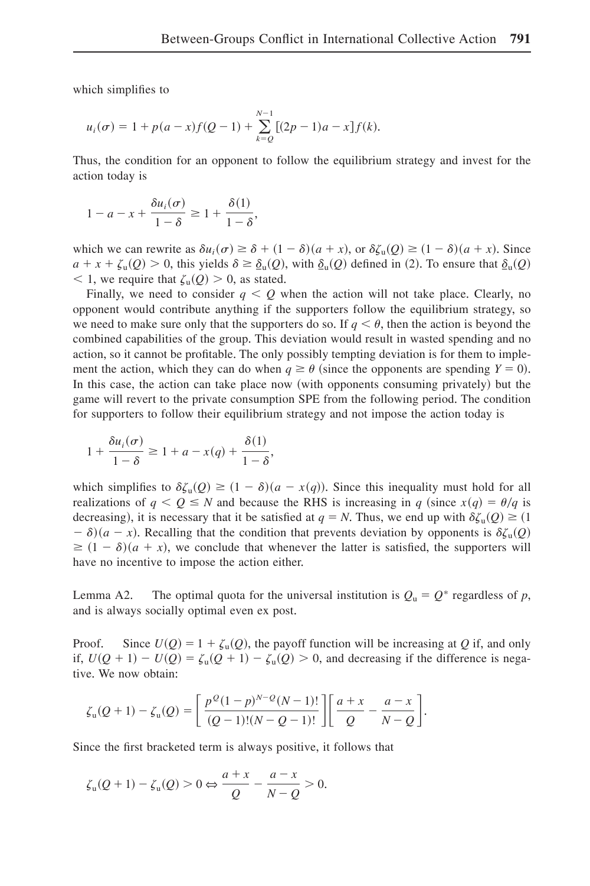which simplifies to

$$u_i(\sigma) = 1 + p(a - x)f(Q - 1) + \sum_{k=Q}^{N-1} [(2p - 1)a - x]f(k).$$

Thus, the condition for an opponent to follow the equilibrium strategy and invest for the action today is

$$1 - a - x + \frac{\delta u_i(\sigma)}{1 - \delta} \geq 1 + \frac{\delta(1)}{1 - \delta},$$

which we can rewrite as $\delta u_i(\sigma) \geq \delta + (1 - \delta)(a + x)$, or $\delta \zeta_u(Q) \geq (1 - \delta)(a + x)$. Since $a + x + \zeta_u(Q) > 0$, this yields $\delta \geq \underline{\delta}_u(Q)$, with $\underline{\delta}_u(Q)$ defined in (2). To ensure that $\underline{\delta}_u(Q) < 1$, we require that $\zeta_u(Q) > 0$, as stated.

Finally, we need to consider $q < Q$ when the action will not take place. Clearly, no opponent would contribute anything if the supporters follow the equilibrium strategy, so we need to make sure only that the supporters do so. If $q < \theta$, then the action is beyond the combined capabilities of the group. This deviation would result in wasted spending and no action, so it cannot be profitable. The only possibly tempting deviation is for them to implement the action, which they can do when $q \geq \theta$ (since the opponents are spending $Y = 0$). In this case, the action can take place now (with opponents consuming privately) but the game will revert to the private consumption SPE from the following period. The condition for supporters to follow their equilibrium strategy and not impose the action today is

$$1 + \frac{\delta u_i(\sigma)}{1 - \delta} \geq 1 + a - x(q) + \frac{\delta(1)}{1 - \delta},$$

which simplifies to $\delta \zeta_u(Q) \geq (1 - \delta)(a - x(q))$. Since this inequality must hold for all realizations of $q < Q \leq N$ and because the RHS is increasing in $q$ (since $x(q) = \theta/q$ is decreasing), it is necessary that it be satisfied at $q = N$. Thus, we end up with $\delta \zeta_u(Q) \geq (1 - \delta)(a - x)$. Recalling that the condition that prevents deviation by opponents is $\delta \zeta_u(Q) \geq (1 - \delta)(a + x)$, we conclude that whenever the latter is satisfied, the supporters will have no incentive to impose the action either.

Lemma A2. The optimal quota for the universal institution is $Q_u = Q^*$ regardless of $p$, and is always socially optimal even ex post.

Proof. Since $U(Q) = 1 + \zeta_u(Q)$, the payoff function will be increasing at $Q$ if, and only if, $U(Q + 1) - U(Q) = \zeta_u(Q + 1) - \zeta_u(Q) > 0$, and decreasing if the difference is negative. We now obtain:

$$\zeta_u(Q + 1) - \zeta_u(Q) = \left[\frac{p^Q(1 - p)^{N-Q}(N - 1)!}{(Q - 1)!(N - Q - 1)!}\right]\left[\frac{a + x}{Q} - \frac{a - x}{N - Q}\right].$$

Since the first bracketed term is always positive, it follows that

$$\zeta_u(Q + 1) - \zeta_u(Q) > 0 \Leftrightarrow \frac{a + x}{Q} - \frac{a - x}{N - Q} > 0.$$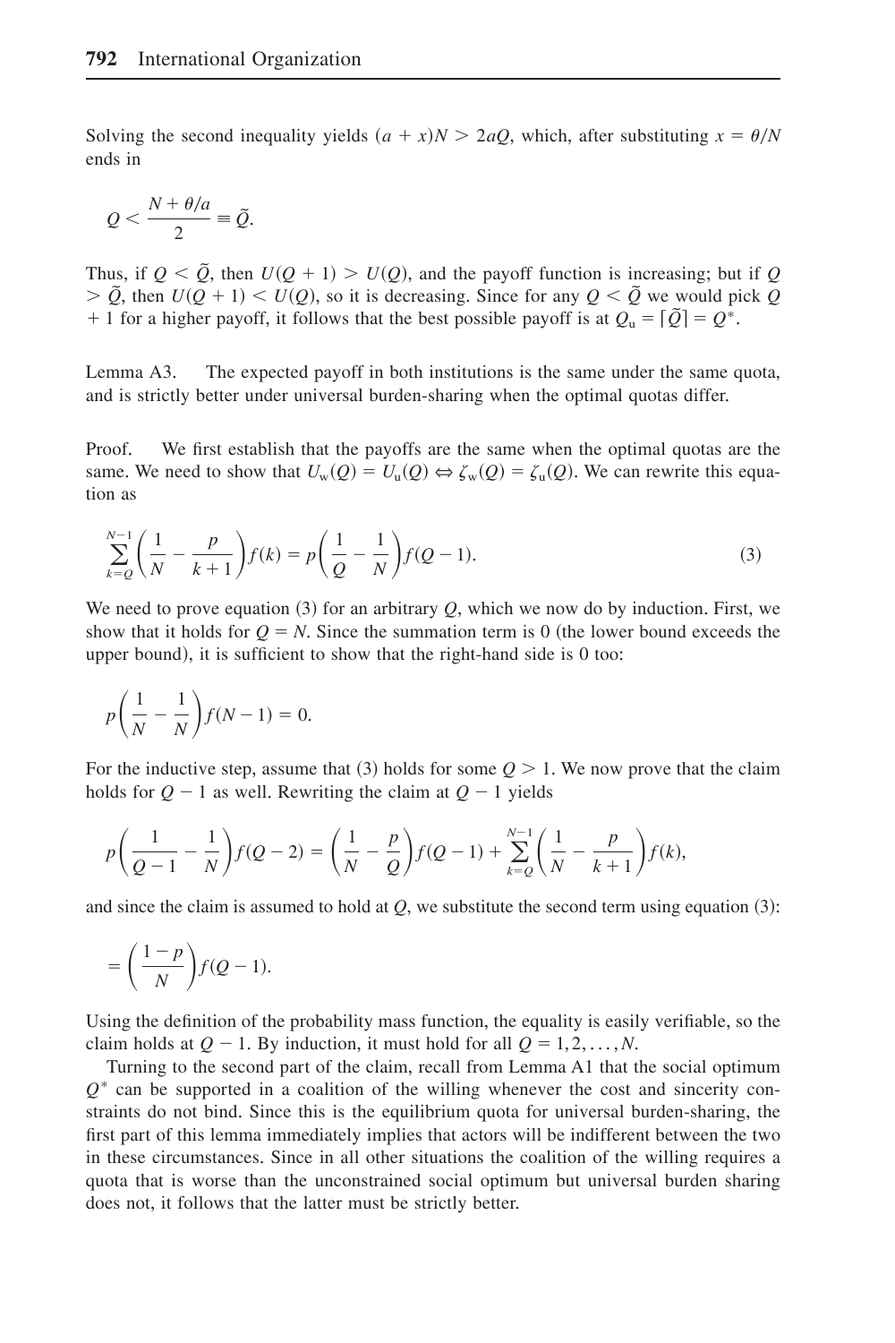Solving the second inequality yields $(a + x)N > 2aQ$, which, after substituting $x = \theta/N$ ends in

$$Q < \frac{N + \theta/a}{2} \equiv \tilde{Q}.$$

Thus, if $Q < \tilde{Q}$, then $U(Q + 1) > U(Q)$, and the payoff function is increasing; but if $Q > \tilde{Q}$, then $U(Q + 1) < U(Q)$, so it is decreasing. Since for any $Q < \tilde{Q}$ we would pick $Q + 1$ for a higher payoff, it follows that the best possible payoff is at $Q_u = \lceil \tilde{Q} \rceil = Q^*$.

Lemma A3. The expected payoff in both institutions is the same under the same quota, and is strictly better under universal burden-sharing when the optimal quotas differ.

Proof. We first establish that the payoffs are the same when the optimal quotas are the same. We need to show that $U_w(Q) = U_u(Q) \Leftrightarrow \zeta_w(Q) = \zeta_u(Q)$. We can rewrite this equation as

$$\sum_{k=Q}^{N-1} \left( \frac{1}{N} - \frac{p}{k+1} \right) f(k) = p \left( \frac{1}{Q} - \frac{1}{N} \right) f(Q-1). \tag{3}$$

We need to prove equation (3) for an arbitrary $Q$, which we now do by induction. First, we show that it holds for $Q = N$. Since the summation term is 0 (the lower bound exceeds the upper bound), it is sufficient to show that the right-hand side is 0 too:

$$p \left( \frac{1}{N} - \frac{1}{N} \right) f(N-1) = 0.$$

For the inductive step, assume that (3) holds for some $Q > 1$. We now prove that the claim holds for $Q - 1$ as well. Rewriting the claim at $Q - 1$ yields

$$p \left( \frac{1}{Q-1} - \frac{1}{N} \right) f(Q-2) = \left( \frac{1}{N} - \frac{p}{Q} \right) f(Q-1) + \sum_{k=Q}^{N-1} \left( \frac{1}{N} - \frac{p}{k+1} \right) f(k),$$

and since the claim is assumed to hold at $Q$, we substitute the second term using equation (3):

$$= \left( \frac{1-p}{N} \right) f(Q-1).$$

Using the definition of the probability mass function, the equality is easily verifiable, so the claim holds at $Q - 1$. By induction, it must hold for all $Q = 1, 2, \ldots, N$.

Turning to the second part of the claim, recall from Lemma A1 that the social optimum $Q^*$ can be supported in a coalition of the willing whenever the cost and sincerity constraints do not bind. Since this is the equilibrium quota for universal burden-sharing, the first part of this lemma immediately implies that actors will be indifferent between the two in these circumstances. Since in all other situations the coalition of the willing requires a quota that is worse than the unconstrained social optimum but universal burden sharing does not, it follows that the latter must be strictly better.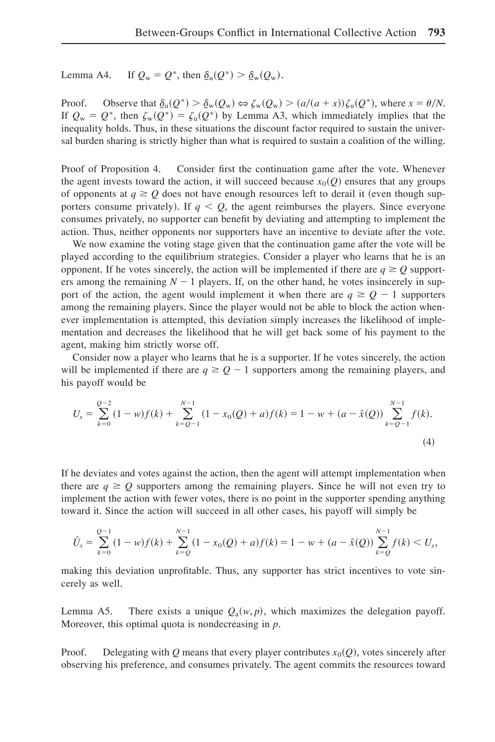Lemma A4. If $Q_w = Q^*$, then $\underline{\delta}_u(Q^*) > \underline{\delta}_w(Q_w)$.

Proof. Observe that $\underline{\delta}_u(Q^*) > \underline{\delta}_w(Q_w) \Leftrightarrow \zeta_w(Q_w) > (a/(a+x))\zeta_u(Q^*)$, where $x = \theta/N$. If $Q_w = Q^*$, then $\zeta_w(Q^*) = \zeta_u(Q^*)$ by Lemma A3, which immediately implies that the inequality holds. Thus, in these situations the discount factor required to sustain the universal burden sharing is strictly higher than what is required to sustain a coalition of the willing.

Proof of Proposition 4. Consider first the continuation game after the vote. Whenever the agent invests toward the action, it will succeed because $x_0(Q)$ ensures that any groups of opponents at $q \geq Q$ does not have enough resources left to derail it (even though supporters consume privately). If $q < Q$, the agent reimburses the players. Since everyone consumes privately, no supporter can benefit by deviating and attempting to implement the action. Thus, neither opponents nor supporters have an incentive to deviate after the vote.

We now examine the voting stage given that the continuation game after the vote will be played according to the equilibrium strategies. Consider a player who learns that he is an opponent. If he votes sincerely, the action will be implemented if there are $q \geq Q$ supporters among the remaining $N-1$ players. If, on the other hand, he votes insincerely in support of the action, the agent would implement it when there are $q \geq Q-1$ supporters among the remaining players. Since the player would not be able to block the action whenever implementation is attempted, this deviation simply increases the likelihood of implementation and decreases the likelihood that he will get back some of his payment to the agent, making him strictly worse off.

Consider now a player who learns that he is a supporter. If he votes sincerely, the action will be implemented if there are $q \geq Q-1$ supporters among the remaining players, and his payoff would be

$$U_s = \sum_{k=0}^{Q-2} (1-w)f(k) + \sum_{k=Q-1}^{N-1} (1 - x_0(Q) + a)f(k) = 1 - w + (a - \hat{x}(Q)) \sum_{k=Q-1}^{N-1} f(k). \tag{4}$$

If he deviates and votes against the action, then the agent will attempt implementation when there are $q \geq Q$ supporters among the remaining players. Since he will not even try to implement the action with fewer votes, there is no point in the supporter spending anything toward it. Since the action will succeed in all other cases, his payoff will simply be

$$\hat{U}_s = \sum_{k=0}^{Q-1} (1-w)f(k) + \sum_{k=Q}^{N-1} (1 - x_0(Q) + a)f(k) = 1 - w + (a - \hat{x}(Q)) \sum_{k=Q}^{N-1} f(k) < U_s,$$

making this deviation unprofitable. Thus, any supporter has strict incentives to vote sincerely as well.

Lemma A5. There exists a unique $Q_a(w, p)$, which maximizes the delegation payoff. Moreover, this optimal quota is nondecreasing in $p$.

Proof. Delegating with $Q$ means that every player contributes $x_0(Q)$, votes sincerely after observing his preference, and consumes privately. The agent commits the resources toward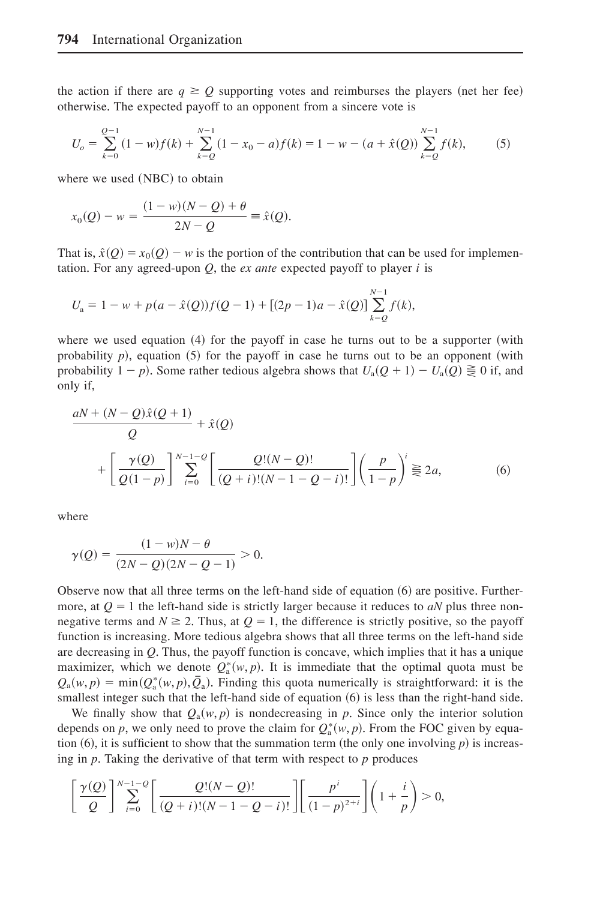the action if there are $q \geq Q$ supporting votes and reimburses the players (net her fee) otherwise. The expected payoff to an opponent from a sincere vote is

$$U_o = \sum_{k=0}^{Q-1} (1-w)f(k) + \sum_{k=Q}^{N-1} (1-x_0-a)f(k) = 1 - w - (a + \hat{x}(Q)) \sum_{k=Q}^{N-1} f(k), \tag{5}$$

where we used (NBC) to obtain

$$x_0(Q) - w = \frac{(1-w)(N-Q)+\theta}{2N-Q} \equiv \hat{x}(Q).$$

That is, $\hat{x}(Q) = x_0(Q) - w$ is the portion of the contribution that can be used for implementation. For any agreed-upon $Q$, the *ex ante* expected payoff to player $i$ is

$$U_{\mathrm{a}} = 1 - w + p(a - \hat{x}(Q))f(Q-1) + [(2p-1)a - \hat{x}(Q)] \sum_{k=Q}^{N-1} f(k),$$

where we used equation (4) for the payoff in case he turns out to be a supporter (with probability $p$), equation (5) for the payoff in case he turns out to be an opponent (with probability $1-p$). Some rather tedious algebra shows that $U_{\mathrm{a}}(Q+1) - U_{\mathrm{a}}(Q) \gtreqless 0$ if, and only if,

$$\frac{aN + (N-Q)\hat{x}(Q+1)}{Q} + \hat{x}(Q) + \left[\frac{\gamma(Q)}{Q(1-p)}\right] \sum_{i=0}^{N-1-Q} \left[\frac{Q!(N-Q)!}{(Q+i)!(N-1-Q-i)!}\right] \left(\frac{p}{1-p}\right)^i \gtreqless 2a, \tag{6}$$

where

$$\gamma(Q) = \frac{(1-w)N - \theta}{(2N-Q)(2N-Q-1)} > 0.$$

Observe now that all three terms on the left-hand side of equation (6) are positive. Furthermore, at $Q = 1$ the left-hand side is strictly larger because it reduces to $aN$ plus three non-negative terms and $N \geq 2$. Thus, at $Q = 1$, the difference is strictly positive, so the payoff function is increasing. More tedious algebra shows that all three terms on the left-hand side are decreasing in $Q$. Thus, the payoff function is concave, which implies that it has a unique maximizer, which we denote $Q_{\mathrm{a}}^*(w,p)$. It is immediate that the optimal quota must be $Q_{\mathrm{a}}(w,p) = \min(Q_{\mathrm{a}}^*(w,p), \bar{Q}_{\mathrm{a}})$. Finding this quota numerically is straightforward: it is the smallest integer such that the left-hand side of equation (6) is less than the right-hand side.

We finally show that $Q_{\mathrm{a}}(w,p)$ is nondecreasing in $p$. Since only the interior solution depends on $p$, we only need to prove the claim for $Q_{\mathrm{a}}^*(w,p)$. From the FOC given by equation (6), it is sufficient to show that the summation term (the only one involving $p$) is increasing in $p$. Taking the derivative of that term with respect to $p$ produces

$$\left[\frac{\gamma(Q)}{Q}\right] \sum_{i=0}^{N-1-Q} \left[\frac{Q!(N-Q)!}{(Q+i)!(N-1-Q-i)!}\right] \left[\frac{p^i}{(1-p)^{2+i}}\right] \left(1 + \frac{i}{p}\right) > 0,$$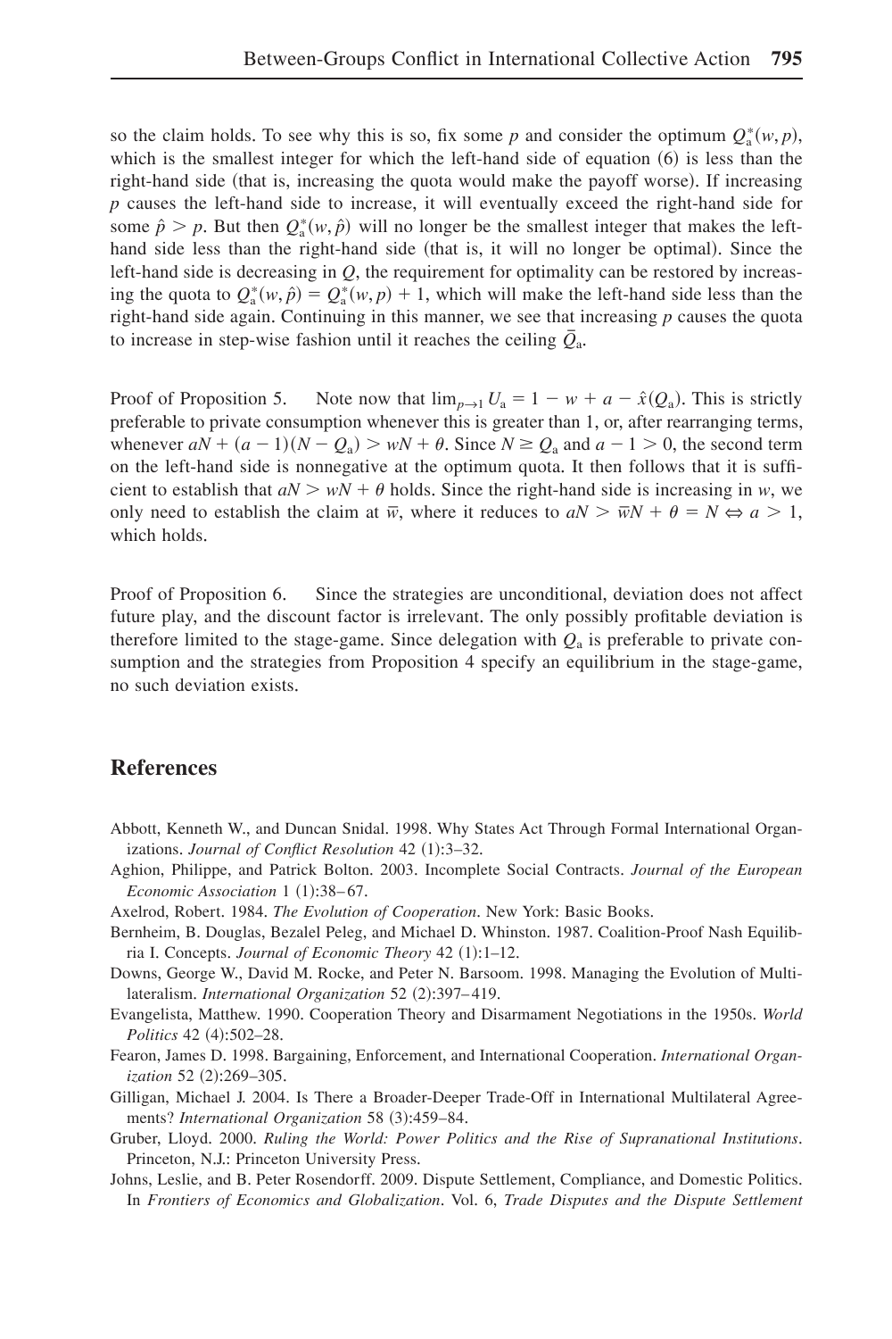so the claim holds. To see why this is so, fix some $p$ and consider the optimum $Q_a^*(w, p)$, which is the smallest integer for which the left-hand side of equation (6) is less than the right-hand side (that is, increasing the quota would make the payoff worse). If increasing $p$ causes the left-hand side to increase, it will eventually exceed the right-hand side for some $\hat{p} > p$. But then $Q_a^*(w, \hat{p})$ will no longer be the smallest integer that makes the left-hand side less than the right-hand side (that is, it will no longer be optimal). Since the left-hand side is decreasing in $Q$, the requirement for optimality can be restored by increasing the quota to $Q_a^*(w, \hat{p}) = Q_a^*(w, p) + 1$, which will make the left-hand side less than the right-hand side again. Continuing in this manner, we see that increasing $p$ causes the quota to increase in step-wise fashion until it reaches the ceiling $\bar{Q}_a$.

Proof of Proposition 5. Note now that $\lim_{p \to 1} U_a = 1 - w + a - \hat{x}(Q_a)$. This is strictly preferable to private consumption whenever this is greater than 1, or, after rearranging terms, whenever $aN + (a-1)(N - Q_a) > wN + \theta$. Since $N \geq Q_a$ and $a - 1 > 0$, the second term on the left-hand side is nonnegative at the optimum quota. It then follows that it is sufficient to establish that $aN > wN + \theta$ holds. Since the right-hand side is increasing in $w$, we only need to establish the claim at $\bar{w}$, where it reduces to $aN > \bar{w}N + \theta = N \Leftrightarrow a > 1$, which holds.

Proof of Proposition 6. Since the strategies are unconditional, deviation does not affect future play, and the discount factor is irrelevant. The only possibly profitable deviation is therefore limited to the stage-game. Since delegation with $Q_a$ is preferable to private consumption and the strategies from Proposition 4 specify an equilibrium in the stage-game, no such deviation exists.

## References

Abbott, Kenneth W., and Duncan Snidal. 1998. Why States Act Through Formal International Organizations. *Journal of Conflict Resolution* 42 (1):3–32.

Aghion, Philippe, and Patrick Bolton. 2003. Incomplete Social Contracts. *Journal of the European Economic Association* 1 (1):38–67.

Axelrod, Robert. 1984. *The Evolution of Cooperation*. New York: Basic Books.

Bernheim, B. Douglas, Bezalel Peleg, and Michael D. Whinston. 1987. Coalition-Proof Nash Equilibria I. Concepts. *Journal of Economic Theory* 42 (1):1–12.

Downs, George W., David M. Rocke, and Peter N. Barsoom. 1998. Managing the Evolution of Multilateralism. *International Organization* 52 (2):397–419.

Evangelista, Matthew. 1990. Cooperation Theory and Disarmament Negotiations in the 1950s. *World Politics* 42 (4):502–28.

Fearon, James D. 1998. Bargaining, Enforcement, and International Cooperation. *International Organization* 52 (2):269–305.

Gilligan, Michael J. 2004. Is There a Broader-Deeper Trade-Off in International Multilateral Agreements? *International Organization* 58 (3):459–84.

Gruber, Lloyd. 2000. *Ruling the World: Power Politics and the Rise of Supranational Institutions*. Princeton, N.J.: Princeton University Press.

Johns, Leslie, and B. Peter Rosendorff. 2009. Dispute Settlement, Compliance, and Domestic Politics. In *Frontiers of Economics and Globalization*. Vol. 6, *Trade Disputes and the Dispute Settlement*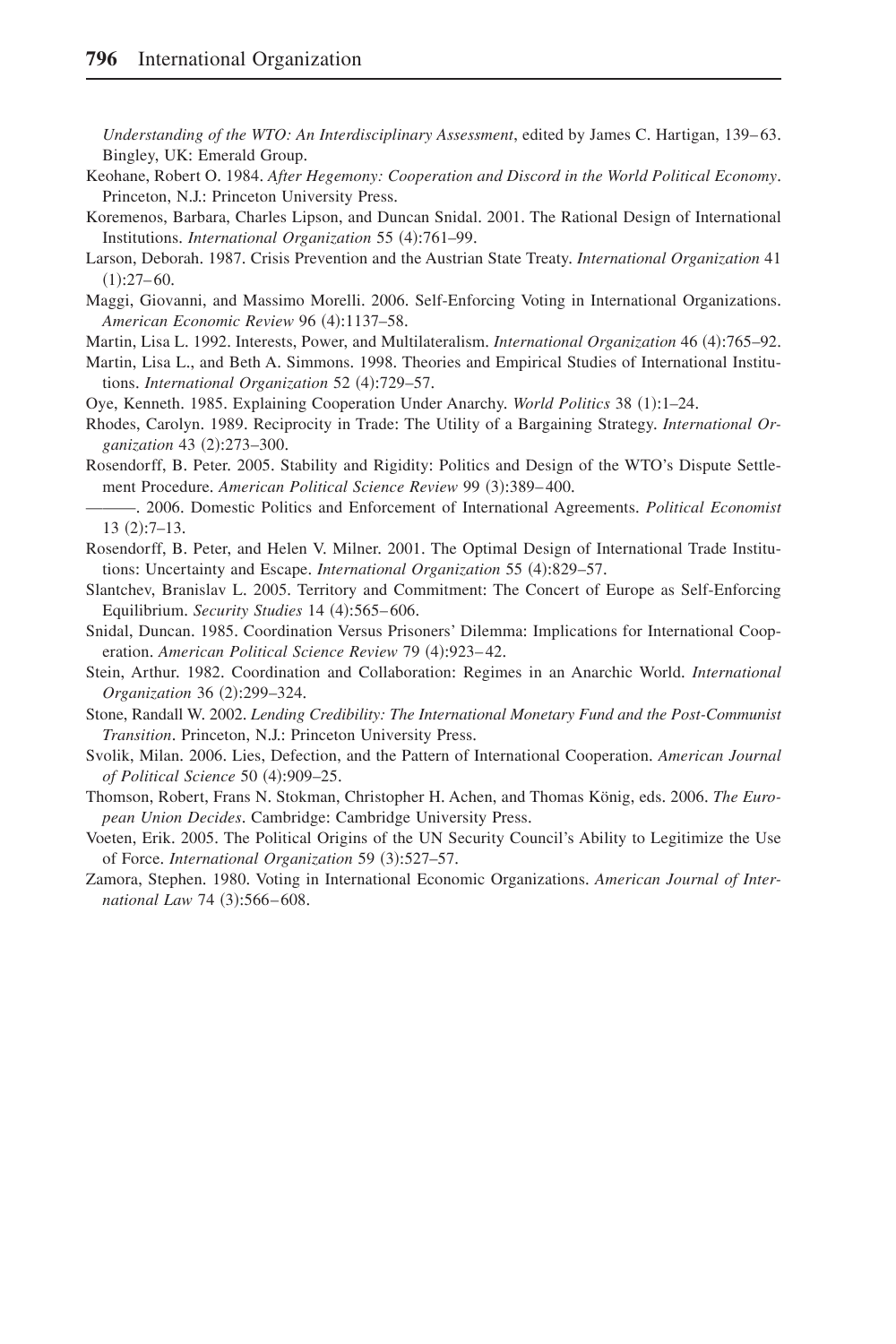*Understanding of the WTO: An Interdisciplinary Assessment*, edited by James C. Hartigan, 139–63. Bingley, UK: Emerald Group.

Keohane, Robert O. 1984. *After Hegemony: Cooperation and Discord in the World Political Economy*. Princeton, N.J.: Princeton University Press.

Koremenos, Barbara, Charles Lipson, and Duncan Snidal. 2001. The Rational Design of International Institutions. *International Organization* 55 (4):761–99.

Larson, Deborah. 1987. Crisis Prevention and the Austrian State Treaty. *International Organization* 41 (1):27–60.

Maggi, Giovanni, and Massimo Morelli. 2006. Self-Enforcing Voting in International Organizations. *American Economic Review* 96 (4):1137–58.

Martin, Lisa L. 1992. Interests, Power, and Multilateralism. *International Organization* 46 (4):765–92.

Martin, Lisa L., and Beth A. Simmons. 1998. Theories and Empirical Studies of International Institutions. *International Organization* 52 (4):729–57.

Oye, Kenneth. 1985. Explaining Cooperation Under Anarchy. *World Politics* 38 (1):1–24.

Rhodes, Carolyn. 1989. Reciprocity in Trade: The Utility of a Bargaining Strategy. *International Organization* 43 (2):273–300.

Rosendorff, B. Peter. 2005. Stability and Rigidity: Politics and Design of the WTO's Dispute Settlement Procedure. *American Political Science Review* 99 (3):389–400.

———. 2006. Domestic Politics and Enforcement of International Agreements. *Political Economist* 13 (2):7–13.

Rosendorff, B. Peter, and Helen V. Milner. 2001. The Optimal Design of International Trade Institutions: Uncertainty and Escape. *International Organization* 55 (4):829–57.

Slantchev, Branislav L. 2005. Territory and Commitment: The Concert of Europe as Self-Enforcing Equilibrium. *Security Studies* 14 (4):565–606.

Snidal, Duncan. 1985. Coordination Versus Prisoners' Dilemma: Implications for International Cooperation. *American Political Science Review* 79 (4):923–42.

Stein, Arthur. 1982. Coordination and Collaboration: Regimes in an Anarchic World. *International Organization* 36 (2):299–324.

Stone, Randall W. 2002. *Lending Credibility: The International Monetary Fund and the Post-Communist Transition*. Princeton, N.J.: Princeton University Press.

Svolik, Milan. 2006. Lies, Defection, and the Pattern of International Cooperation. *American Journal of Political Science* 50 (4):909–25.

Thomson, Robert, Frans N. Stokman, Christopher H. Achen, and Thomas König, eds. 2006. *The European Union Decides*. Cambridge: Cambridge University Press.

Voeten, Erik. 2005. The Political Origins of the UN Security Council's Ability to Legitimize the Use of Force. *International Organization* 59 (3):527–57.

Zamora, Stephen. 1980. Voting in International Economic Organizations. *American Journal of International Law* 74 (3):566–608.